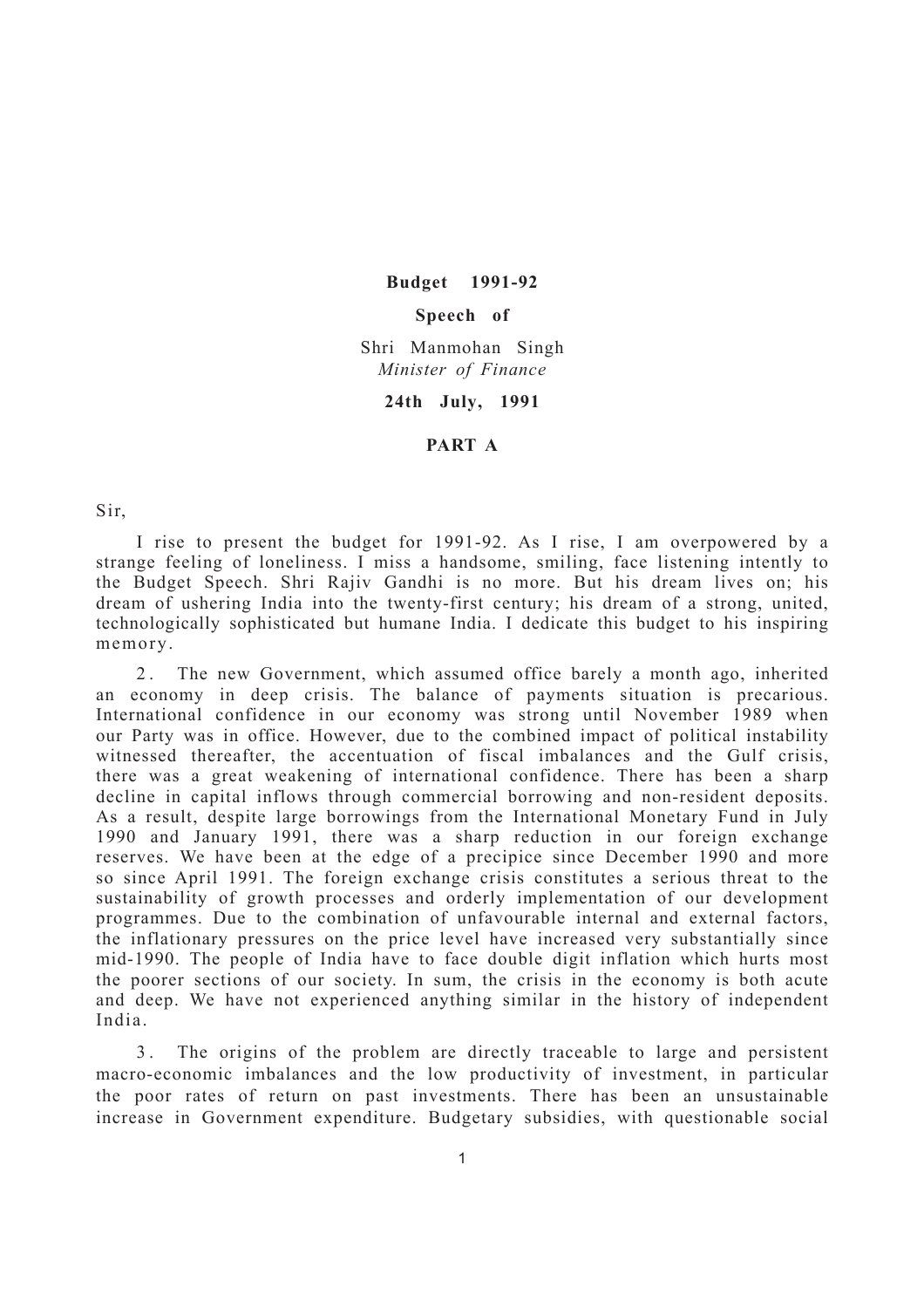**Budget 1991-92**

**Speech of**

Shri Manmohan Singh
*Minister of Finance*

**24th July, 1991**

## PART A

Sir,

I rise to present the budget for 1991-92. As I rise, I am overpowered by a strange feeling of loneliness. I miss a handsome, smiling, face listening intently to the Budget Speech. Shri Rajiv Gandhi is no more. But his dream lives on; his dream of ushering India into the twenty-first century; his dream of a strong, united, technologically sophisticated but humane India. I dedicate this budget to his inspiring memory.

2. The new Government, which assumed office barely a month ago, inherited an economy in deep crisis. The balance of payments situation is precarious. International confidence in our economy was strong until November 1989 when our Party was in office. However, due to the combined impact of political instability witnessed thereafter, the accentuation of fiscal imbalances and the Gulf crisis, there was a great weakening of international confidence. There has been a sharp decline in capital inflows through commercial borrowing and non-resident deposits. As a result, despite large borrowings from the International Monetary Fund in July 1990 and January 1991, there was a sharp reduction in our foreign exchange reserves. We have been at the edge of a precipice since December 1990 and more so since April 1991. The foreign exchange crisis constitutes a serious threat to the sustainability of growth processes and orderly implementation of our development programmes. Due to the combination of unfavourable internal and external factors, the inflationary pressures on the price level have increased very substantially since mid-1990. The people of India have to face double digit inflation which hurts most the poorer sections of our society. In sum, the crisis in the economy is both acute and deep. We have not experienced anything similar in the history of independent India.

3. The origins of the problem are directly traceable to large and persistent macro-economic imbalances and the low productivity of investment, in particular the poor rates of return on past investments. There has been an unsustainable increase in Government expenditure. Budgetary subsidies, with questionable social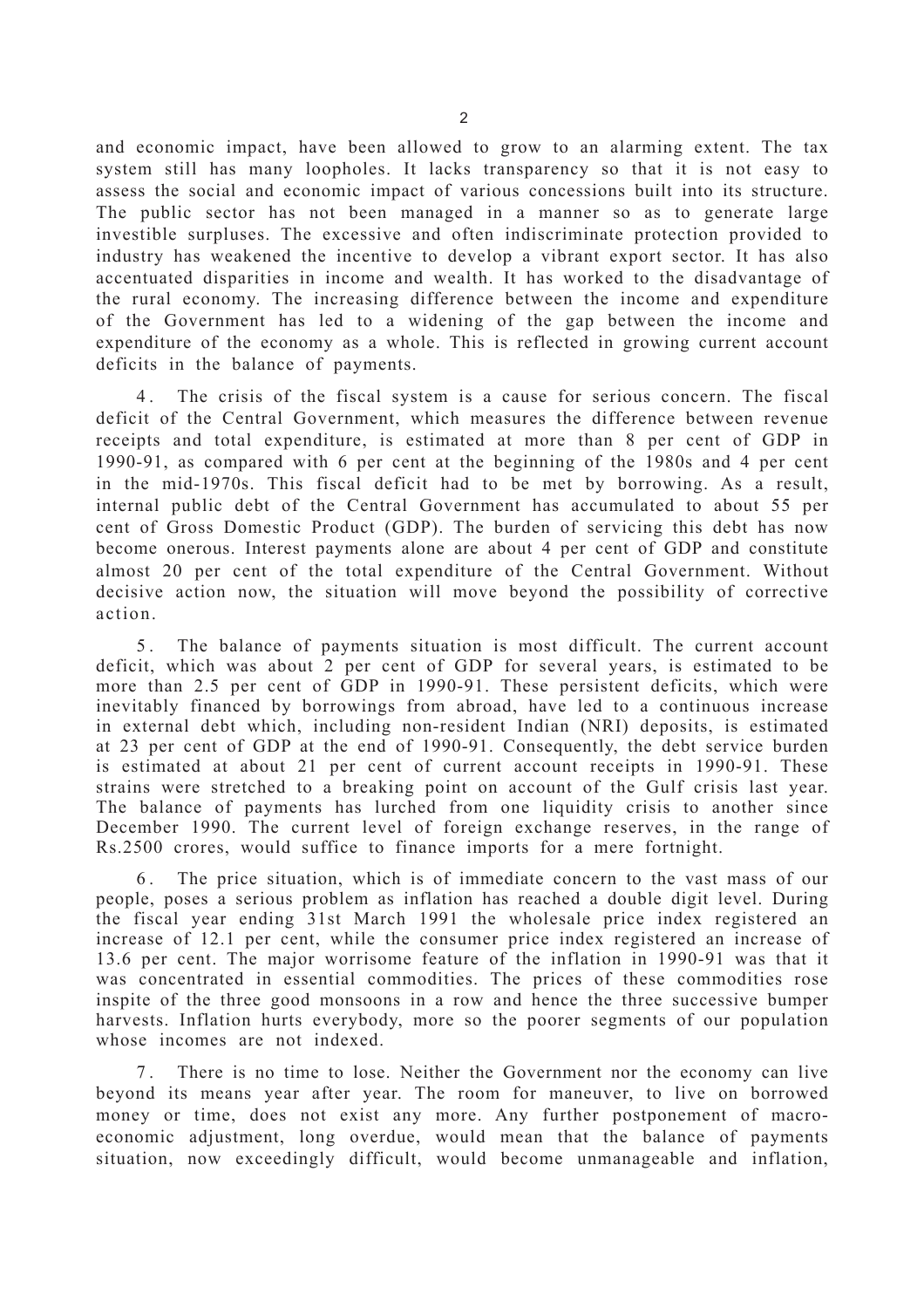and economic impact, have been allowed to grow to an alarming extent. The tax system still has many loopholes. It lacks transparency so that it is not easy to assess the social and economic impact of various concessions built into its structure. The public sector has not been managed in a manner so as to generate large investible surpluses. The excessive and often indiscriminate protection provided to industry has weakened the incentive to develop a vibrant export sector. It has also accentuated disparities in income and wealth. It has worked to the disadvantage of the rural economy. The increasing difference between the income and expenditure of the Government has led to a widening of the gap between the income and expenditure of the economy as a whole. This is reflected in growing current account deficits in the balance of payments.

4. The crisis of the fiscal system is a cause for serious concern. The fiscal deficit of the Central Government, which measures the difference between revenue receipts and total expenditure, is estimated at more than 8 per cent of GDP in 1990-91, as compared with 6 per cent at the beginning of the 1980s and 4 per cent in the mid-1970s. This fiscal deficit had to be met by borrowing. As a result, internal public debt of the Central Government has accumulated to about 55 per cent of Gross Domestic Product (GDP). The burden of servicing this debt has now become onerous. Interest payments alone are about 4 per cent of GDP and constitute almost 20 per cent of the total expenditure of the Central Government. Without decisive action now, the situation will move beyond the possibility of corrective action.

5. The balance of payments situation is most difficult. The current account deficit, which was about 2 per cent of GDP for several years, is estimated to be more than 2.5 per cent of GDP in 1990-91. These persistent deficits, which were inevitably financed by borrowings from abroad, have led to a continuous increase in external debt which, including non-resident Indian (NRI) deposits, is estimated at 23 per cent of GDP at the end of 1990-91. Consequently, the debt service burden is estimated at about 21 per cent of current account receipts in 1990-91. These strains were stretched to a breaking point on account of the Gulf crisis last year. The balance of payments has lurched from one liquidity crisis to another since December 1990. The current level of foreign exchange reserves, in the range of Rs.2500 crores, would suffice to finance imports for a mere fortnight.

6. The price situation, which is of immediate concern to the vast mass of our people, poses a serious problem as inflation has reached a double digit level. During the fiscal year ending 31st March 1991 the wholesale price index registered an increase of 12.1 per cent, while the consumer price index registered an increase of 13.6 per cent. The major worrisome feature of the inflation in 1990-91 was that it was concentrated in essential commodities. The prices of these commodities rose inspite of the three good monsoons in a row and hence the three successive bumper harvests. Inflation hurts everybody, more so the poorer segments of our population whose incomes are not indexed.

7. There is no time to lose. Neither the Government nor the economy can live beyond its means year after year. The room for maneuver, to live on borrowed money or time, does not exist any more. Any further postponement of macro-economic adjustment, long overdue, would mean that the balance of payments situation, now exceedingly difficult, would become unmanageable and inflation,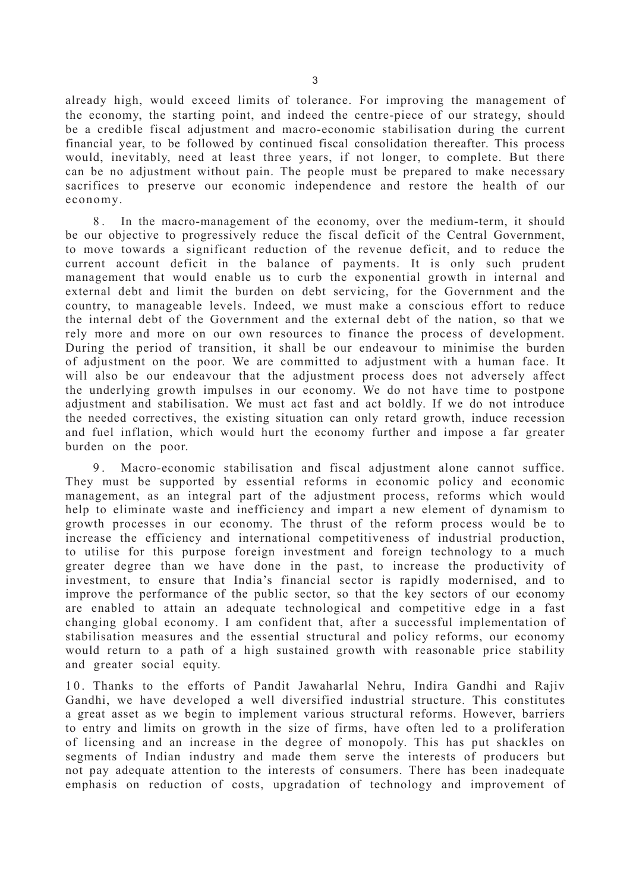already high, would exceed limits of tolerance. For improving the management of the economy, the starting point, and indeed the centre-piece of our strategy, should be a credible fiscal adjustment and macro-economic stabilisation during the current financial year, to be followed by continued fiscal consolidation thereafter. This process would, inevitably, need at least three years, if not longer, to complete. But there can be no adjustment without pain. The people must be prepared to make necessary sacrifices to preserve our economic independence and restore the health of our economy.

8. In the macro-management of the economy, over the medium-term, it should be our objective to progressively reduce the fiscal deficit of the Central Government, to move towards a significant reduction of the revenue deficit, and to reduce the current account deficit in the balance of payments. It is only such prudent management that would enable us to curb the exponential growth in internal and external debt and limit the burden on debt servicing, for the Government and the country, to manageable levels. Indeed, we must make a conscious effort to reduce the internal debt of the Government and the external debt of the nation, so that we rely more and more on our own resources to finance the process of development. During the period of transition, it shall be our endeavour to minimise the burden of adjustment on the poor. We are committed to adjustment with a human face. It will also be our endeavour that the adjustment process does not adversely affect the underlying growth impulses in our economy. We do not have time to postpone adjustment and stabilisation. We must act fast and act boldly. If we do not introduce the needed correctives, the existing situation can only retard growth, induce recession and fuel inflation, which would hurt the economy further and impose a far greater burden on the poor.

9. Macro-economic stabilisation and fiscal adjustment alone cannot suffice. They must be supported by essential reforms in economic policy and economic management, as an integral part of the adjustment process, reforms which would help to eliminate waste and inefficiency and impart a new element of dynamism to growth processes in our economy. The thrust of the reform process would be to increase the efficiency and international competitiveness of industrial production, to utilise for this purpose foreign investment and foreign technology to a much greater degree than we have done in the past, to increase the productivity of investment, to ensure that India's financial sector is rapidly modernised, and to improve the performance of the public sector, so that the key sectors of our economy are enabled to attain an adequate technological and competitive edge in a fast changing global economy. I am confident that, after a successful implementation of stabilisation measures and the essential structural and policy reforms, our economy would return to a path of a high sustained growth with reasonable price stability and greater social equity.

10. Thanks to the efforts of Pandit Jawaharlal Nehru, Indira Gandhi and Rajiv Gandhi, we have developed a well diversified industrial structure. This constitutes a great asset as we begin to implement various structural reforms. However, barriers to entry and limits on growth in the size of firms, have often led to a proliferation of licensing and an increase in the degree of monopoly. This has put shackles on segments of Indian industry and made them serve the interests of producers but not pay adequate attention to the interests of consumers. There has been inadequate emphasis on reduction of costs, upgradation of technology and improvement of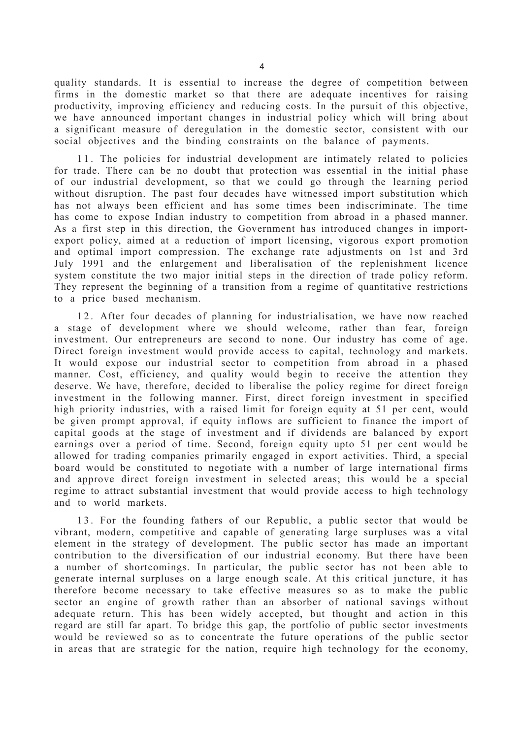quality standards. It is essential to increase the degree of competition between firms in the domestic market so that there are adequate incentives for raising productivity, improving efficiency and reducing costs. In the pursuit of this objective, we have announced important changes in industrial policy which will bring about a significant measure of deregulation in the domestic sector, consistent with our social objectives and the binding constraints on the balance of payments.

11. The policies for industrial development are intimately related to policies for trade. There can be no doubt that protection was essential in the initial phase of our industrial development, so that we could go through the learning period without disruption. The past four decades have witnessed import substitution which has not always been efficient and has some times been indiscriminate. The time has come to expose Indian industry to competition from abroad in a phased manner. As a first step in this direction, the Government has introduced changes in import-export policy, aimed at a reduction of import licensing, vigorous export promotion and optimal import compression. The exchange rate adjustments on 1st and 3rd July 1991 and the enlargement and liberalisation of the replenishment licence system constitute the two major initial steps in the direction of trade policy reform. They represent the beginning of a transition from a regime of quantitative restrictions to a price based mechanism.

12. After four decades of planning for industrialisation, we have now reached a stage of development where we should welcome, rather than fear, foreign investment. Our entrepreneurs are second to none. Our industry has come of age. Direct foreign investment would provide access to capital, technology and markets. It would expose our industrial sector to competition from abroad in a phased manner. Cost, efficiency, and quality would begin to receive the attention they deserve. We have, therefore, decided to liberalise the policy regime for direct foreign investment in the following manner. First, direct foreign investment in specified high priority industries, with a raised limit for foreign equity at 51 per cent, would be given prompt approval, if equity inflows are sufficient to finance the import of capital goods at the stage of investment and if dividends are balanced by export earnings over a period of time. Second, foreign equity upto 51 per cent would be allowed for trading companies primarily engaged in export activities. Third, a special board would be constituted to negotiate with a number of large international firms and approve direct foreign investment in selected areas; this would be a special regime to attract substantial investment that would provide access to high technology and to world markets.

13. For the founding fathers of our Republic, a public sector that would be vibrant, modern, competitive and capable of generating large surpluses was a vital element in the strategy of development. The public sector has made an important contribution to the diversification of our industrial economy. But there have been a number of shortcomings. In particular, the public sector has not been able to generate internal surpluses on a large enough scale. At this critical juncture, it has therefore become necessary to take effective measures so as to make the public sector an engine of growth rather than an absorber of national savings without adequate return. This has been widely accepted, but thought and action in this regard are still far apart. To bridge this gap, the portfolio of public sector investments would be reviewed so as to concentrate the future operations of the public sector in areas that are strategic for the nation, require high technology for the economy,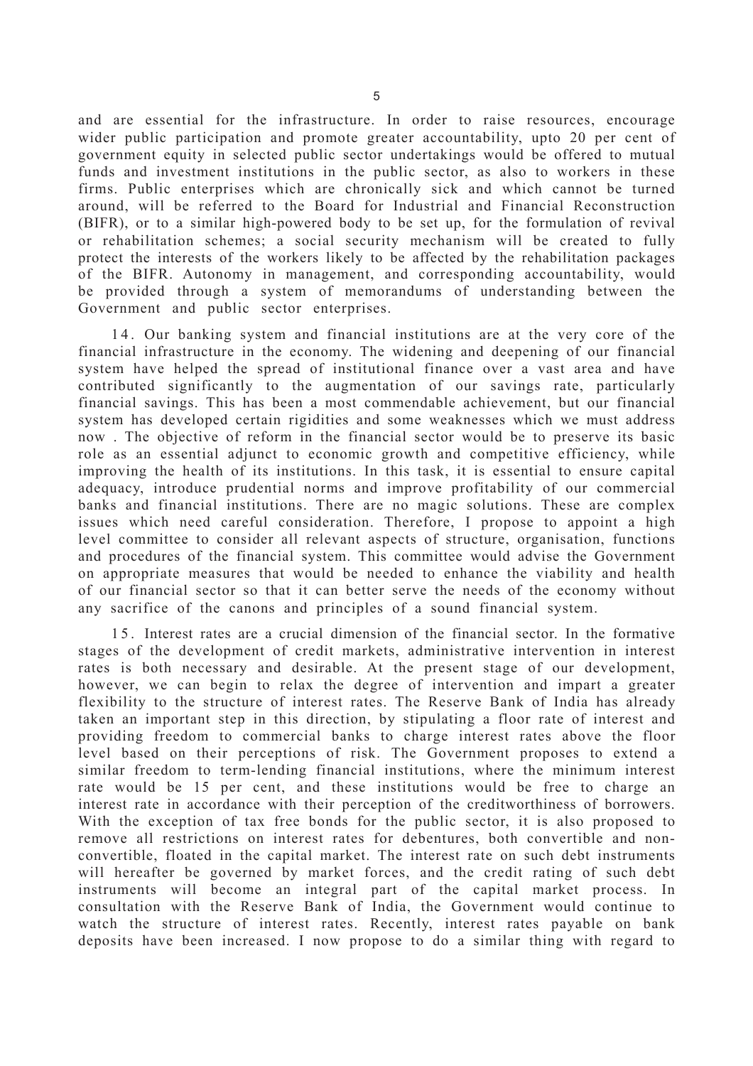and are essential for the infrastructure. In order to raise resources, encourage wider public participation and promote greater accountability, upto 20 per cent of government equity in selected public sector undertakings would be offered to mutual funds and investment institutions in the public sector, as also to workers in these firms. Public enterprises which are chronically sick and which cannot be turned around, will be referred to the Board for Industrial and Financial Reconstruction (BIFR), or to a similar high-powered body to be set up, for the formulation of revival or rehabilitation schemes; a social security mechanism will be created to fully protect the interests of the workers likely to be affected by the rehabilitation packages of the BIFR. Autonomy in management, and corresponding accountability, would be provided through a system of memorandums of understanding between the Government and public sector enterprises.

14. Our banking system and financial institutions are at the very core of the financial infrastructure in the economy. The widening and deepening of our financial system have helped the spread of institutional finance over a vast area and have contributed significantly to the augmentation of our savings rate, particularly financial savings. This has been a most commendable achievement, but our financial system has developed certain rigidities and some weaknesses which we must address now . The objective of reform in the financial sector would be to preserve its basic role as an essential adjunct to economic growth and competitive efficiency, while improving the health of its institutions. In this task, it is essential to ensure capital adequacy, introduce prudential norms and improve profitability of our commercial banks and financial institutions. There are no magic solutions. These are complex issues which need careful consideration. Therefore, I propose to appoint a high level committee to consider all relevant aspects of structure, organisation, functions and procedures of the financial system. This committee would advise the Government on appropriate measures that would be needed to enhance the viability and health of our financial sector so that it can better serve the needs of the economy without any sacrifice of the canons and principles of a sound financial system.

15. Interest rates are a crucial dimension of the financial sector. In the formative stages of the development of credit markets, administrative intervention in interest rates is both necessary and desirable. At the present stage of our development, however, we can begin to relax the degree of intervention and impart a greater flexibility to the structure of interest rates. The Reserve Bank of India has already taken an important step in this direction, by stipulating a floor rate of interest and providing freedom to commercial banks to charge interest rates above the floor level based on their perceptions of risk. The Government proposes to extend a similar freedom to term-lending financial institutions, where the minimum interest rate would be 15 per cent, and these institutions would be free to charge an interest rate in accordance with their perception of the creditworthiness of borrowers. With the exception of tax free bonds for the public sector, it is also proposed to remove all restrictions on interest rates for debentures, both convertible and non-convertible, floated in the capital market. The interest rate on such debt instruments will hereafter be governed by market forces, and the credit rating of such debt instruments will become an integral part of the capital market process. In consultation with the Reserve Bank of India, the Government would continue to watch the structure of interest rates. Recently, interest rates payable on bank deposits have been increased. I now propose to do a similar thing with regard to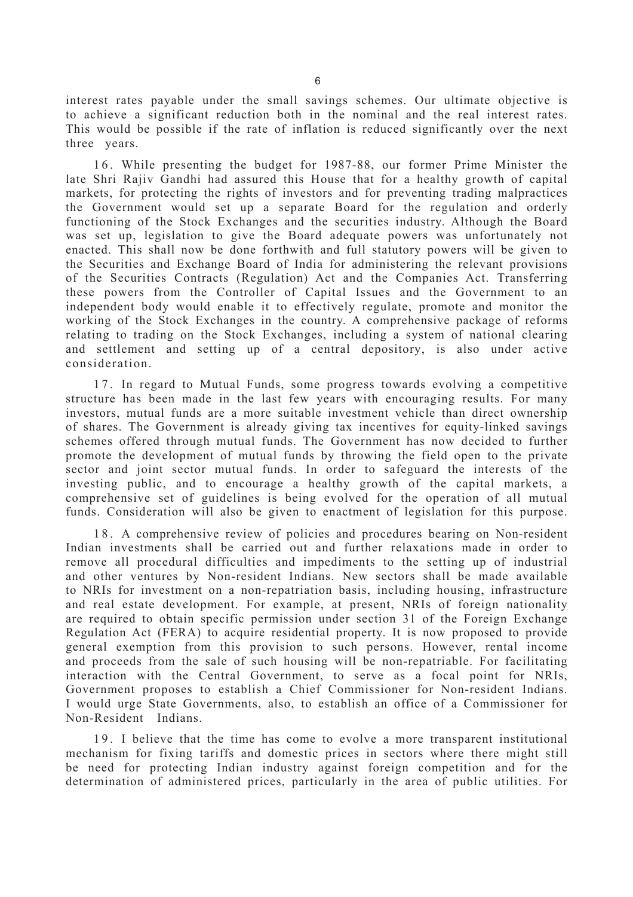interest rates payable under the small savings schemes. Our ultimate objective is to achieve a significant reduction both in the nominal and the real interest rates. This would be possible if the rate of inflation is reduced significantly over the next three years.

16. While presenting the budget for 1987-88, our former Prime Minister the late Shri Rajiv Gandhi had assured this House that for a healthy growth of capital markets, for protecting the rights of investors and for preventing trading malpractices the Government would set up a separate Board for the regulation and orderly functioning of the Stock Exchanges and the securities industry. Although the Board was set up, legislation to give the Board adequate powers was unfortunately not enacted. This shall now be done forthwith and full statutory powers will be given to the Securities and Exchange Board of India for administering the relevant provisions of the Securities Contracts (Regulation) Act and the Companies Act. Transferring these powers from the Controller of Capital Issues and the Government to an independent body would enable it to effectively regulate, promote and monitor the working of the Stock Exchanges in the country. A comprehensive package of reforms relating to trading on the Stock Exchanges, including a system of national clearing and settlement and setting up of a central depository, is also under active consideration.

17. In regard to Mutual Funds, some progress towards evolving a competitive structure has been made in the last few years with encouraging results. For many investors, mutual funds are a more suitable investment vehicle than direct ownership of shares. The Government is already giving tax incentives for equity-linked savings schemes offered through mutual funds. The Government has now decided to further promote the development of mutual funds by throwing the field open to the private sector and joint sector mutual funds. In order to safeguard the interests of the investing public, and to encourage a healthy growth of the capital markets, a comprehensive set of guidelines is being evolved for the operation of all mutual funds. Consideration will also be given to enactment of legislation for this purpose.

18. A comprehensive review of policies and procedures bearing on Non-resident Indian investments shall be carried out and further relaxations made in order to remove all procedural difficulties and impediments to the setting up of industrial and other ventures by Non-resident Indians. New sectors shall be made available to NRIs for investment on a non-repatriation basis, including housing, infrastructure and real estate development. For example, at present, NRIs of foreign nationality are required to obtain specific permission under section 31 of the Foreign Exchange Regulation Act (FERA) to acquire residential property. It is now proposed to provide general exemption from this provision to such persons. However, rental income and proceeds from the sale of such housing will be non-repatriable. For facilitating interaction with the Central Government, to serve as a focal point for NRIs, Government proposes to establish a Chief Commissioner for Non-resident Indians. I would urge State Governments, also, to establish an office of a Commissioner for Non-Resident Indians.

19. I believe that the time has come to evolve a more transparent institutional mechanism for fixing tariffs and domestic prices in sectors where there might still be need for protecting Indian industry against foreign competition and for the determination of administered prices, particularly in the area of public utilities. For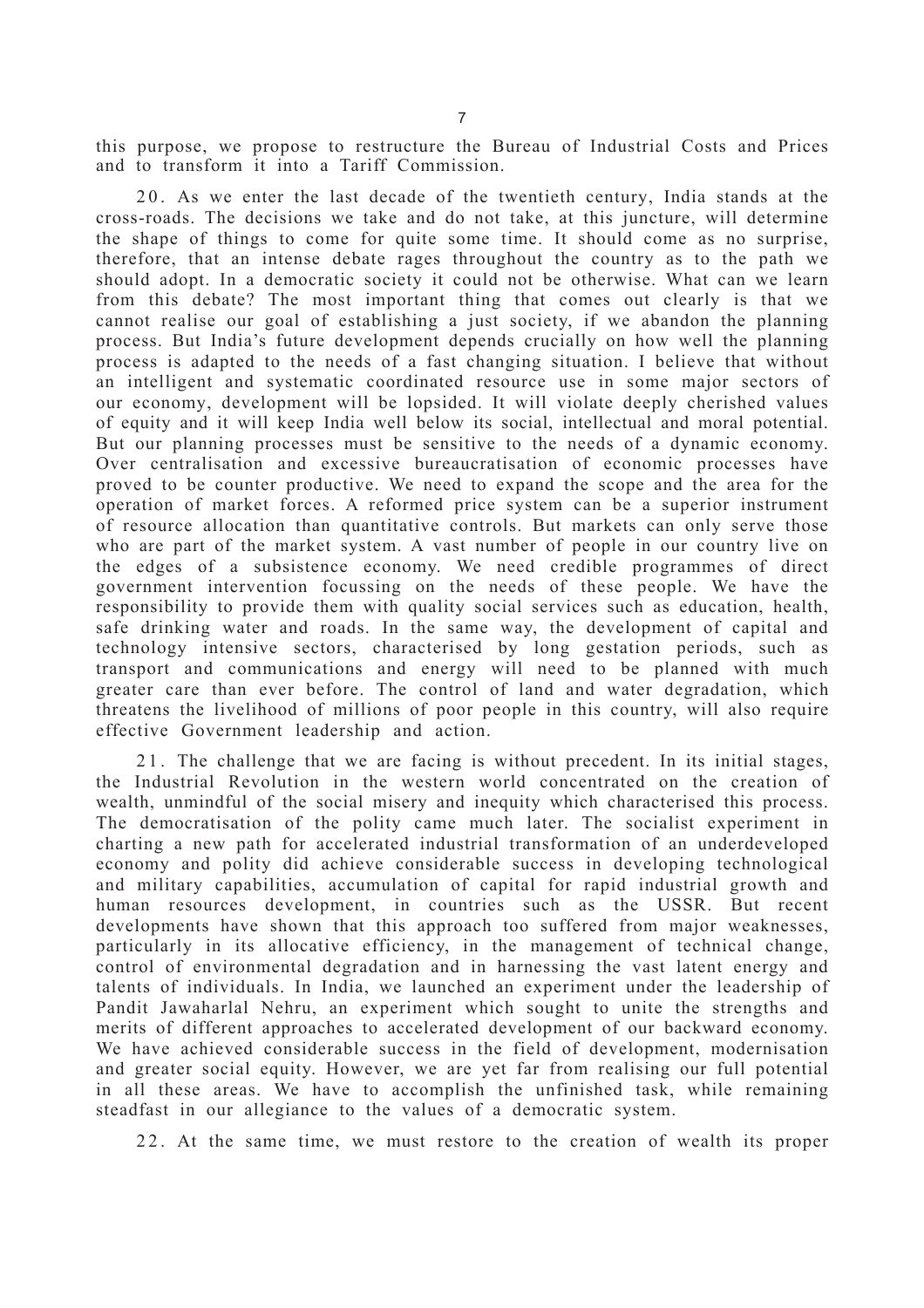this purpose, we propose to restructure the Bureau of Industrial Costs and Prices and to transform it into a Tariff Commission.

20. As we enter the last decade of the twentieth century, India stands at the cross-roads. The decisions we take and do not take, at this juncture, will determine the shape of things to come for quite some time. It should come as no surprise, therefore, that an intense debate rages throughout the country as to the path we should adopt. In a democratic society it could not be otherwise. What can we learn from this debate? The most important thing that comes out clearly is that we cannot realise our goal of establishing a just society, if we abandon the planning process. But India's future development depends crucially on how well the planning process is adapted to the needs of a fast changing situation. I believe that without an intelligent and systematic coordinated resource use in some major sectors of our economy, development will be lopsided. It will violate deeply cherished values of equity and it will keep India well below its social, intellectual and moral potential. But our planning processes must be sensitive to the needs of a dynamic economy. Over centralisation and excessive bureaucratisation of economic processes have proved to be counter productive. We need to expand the scope and the area for the operation of market forces. A reformed price system can be a superior instrument of resource allocation than quantitative controls. But markets can only serve those who are part of the market system. A vast number of people in our country live on the edges of a subsistence economy. We need credible programmes of direct government intervention focussing on the needs of these people. We have the responsibility to provide them with quality social services such as education, health, safe drinking water and roads. In the same way, the development of capital and technology intensive sectors, characterised by long gestation periods, such as transport and communications and energy will need to be planned with much greater care than ever before. The control of land and water degradation, which threatens the livelihood of millions of poor people in this country, will also require effective Government leadership and action.

21. The challenge that we are facing is without precedent. In its initial stages, the Industrial Revolution in the western world concentrated on the creation of wealth, unmindful of the social misery and inequity which characterised this process. The democratisation of the polity came much later. The socialist experiment in charting a new path for accelerated industrial transformation of an underdeveloped economy and polity did achieve considerable success in developing technological and military capabilities, accumulation of capital for rapid industrial growth and human resources development, in countries such as the USSR. But recent developments have shown that this approach too suffered from major weaknesses, particularly in its allocative efficiency, in the management of technical change, control of environmental degradation and in harnessing the vast latent energy and talents of individuals. In India, we launched an experiment under the leadership of Pandit Jawaharlal Nehru, an experiment which sought to unite the strengths and merits of different approaches to accelerated development of our backward economy. We have achieved considerable success in the field of development, modernisation and greater social equity. However, we are yet far from realising our full potential in all these areas. We have to accomplish the unfinished task, while remaining steadfast in our allegiance to the values of a democratic system.

22. At the same time, we must restore to the creation of wealth its proper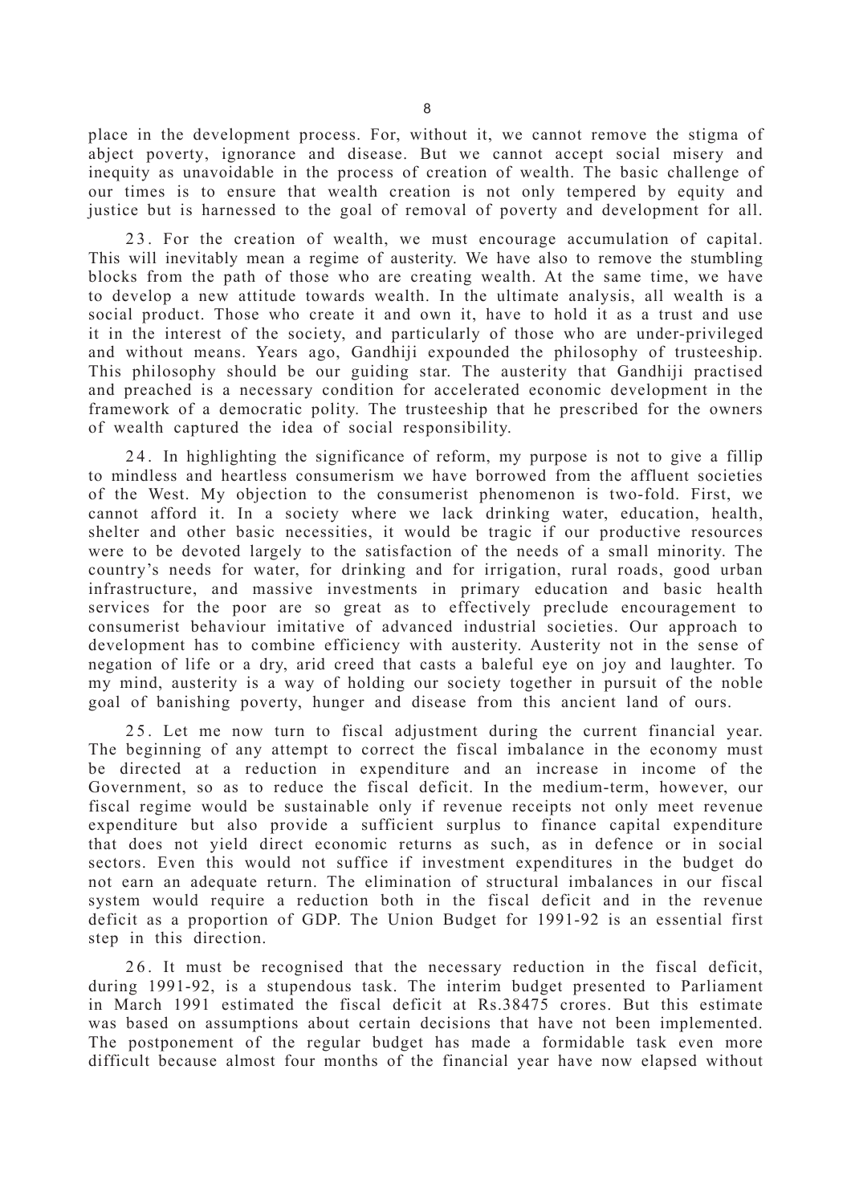place in the development process. For, without it, we cannot remove the stigma of abject poverty, ignorance and disease. But we cannot accept social misery and inequity as unavoidable in the process of creation of wealth. The basic challenge of our times is to ensure that wealth creation is not only tempered by equity and justice but is harnessed to the goal of removal of poverty and development for all.

23. For the creation of wealth, we must encourage accumulation of capital. This will inevitably mean a regime of austerity. We have also to remove the stumbling blocks from the path of those who are creating wealth. At the same time, we have to develop a new attitude towards wealth. In the ultimate analysis, all wealth is a social product. Those who create it and own it, have to hold it as a trust and use it in the interest of the society, and particularly of those who are under-privileged and without means. Years ago, Gandhiji expounded the philosophy of trusteeship. This philosophy should be our guiding star. The austerity that Gandhiji practised and preached is a necessary condition for accelerated economic development in the framework of a democratic polity. The trusteeship that he prescribed for the owners of wealth captured the idea of social responsibility.

24. In highlighting the significance of reform, my purpose is not to give a fillip to mindless and heartless consumerism we have borrowed from the affluent societies of the West. My objection to the consumerist phenomenon is two-fold. First, we cannot afford it. In a society where we lack drinking water, education, health, shelter and other basic necessities, it would be tragic if our productive resources were to be devoted largely to the satisfaction of the needs of a small minority. The country's needs for water, for drinking and for irrigation, rural roads, good urban infrastructure, and massive investments in primary education and basic health services for the poor are so great as to effectively preclude encouragement to consumerist behaviour imitative of advanced industrial societies. Our approach to development has to combine efficiency with austerity. Austerity not in the sense of negation of life or a dry, arid creed that casts a baleful eye on joy and laughter. To my mind, austerity is a way of holding our society together in pursuit of the noble goal of banishing poverty, hunger and disease from this ancient land of ours.

25. Let me now turn to fiscal adjustment during the current financial year. The beginning of any attempt to correct the fiscal imbalance in the economy must be directed at a reduction in expenditure and an increase in income of the Government, so as to reduce the fiscal deficit. In the medium-term, however, our fiscal regime would be sustainable only if revenue receipts not only meet revenue expenditure but also provide a sufficient surplus to finance capital expenditure that does not yield direct economic returns as such, as in defence or in social sectors. Even this would not suffice if investment expenditures in the budget do not earn an adequate return. The elimination of structural imbalances in our fiscal system would require a reduction both in the fiscal deficit and in the revenue deficit as a proportion of GDP. The Union Budget for 1991-92 is an essential first step in this direction.

26. It must be recognised that the necessary reduction in the fiscal deficit, during 1991-92, is a stupendous task. The interim budget presented to Parliament in March 1991 estimated the fiscal deficit at Rs.38475 crores. But this estimate was based on assumptions about certain decisions that have not been implemented. The postponement of the regular budget has made a formidable task even more difficult because almost four months of the financial year have now elapsed without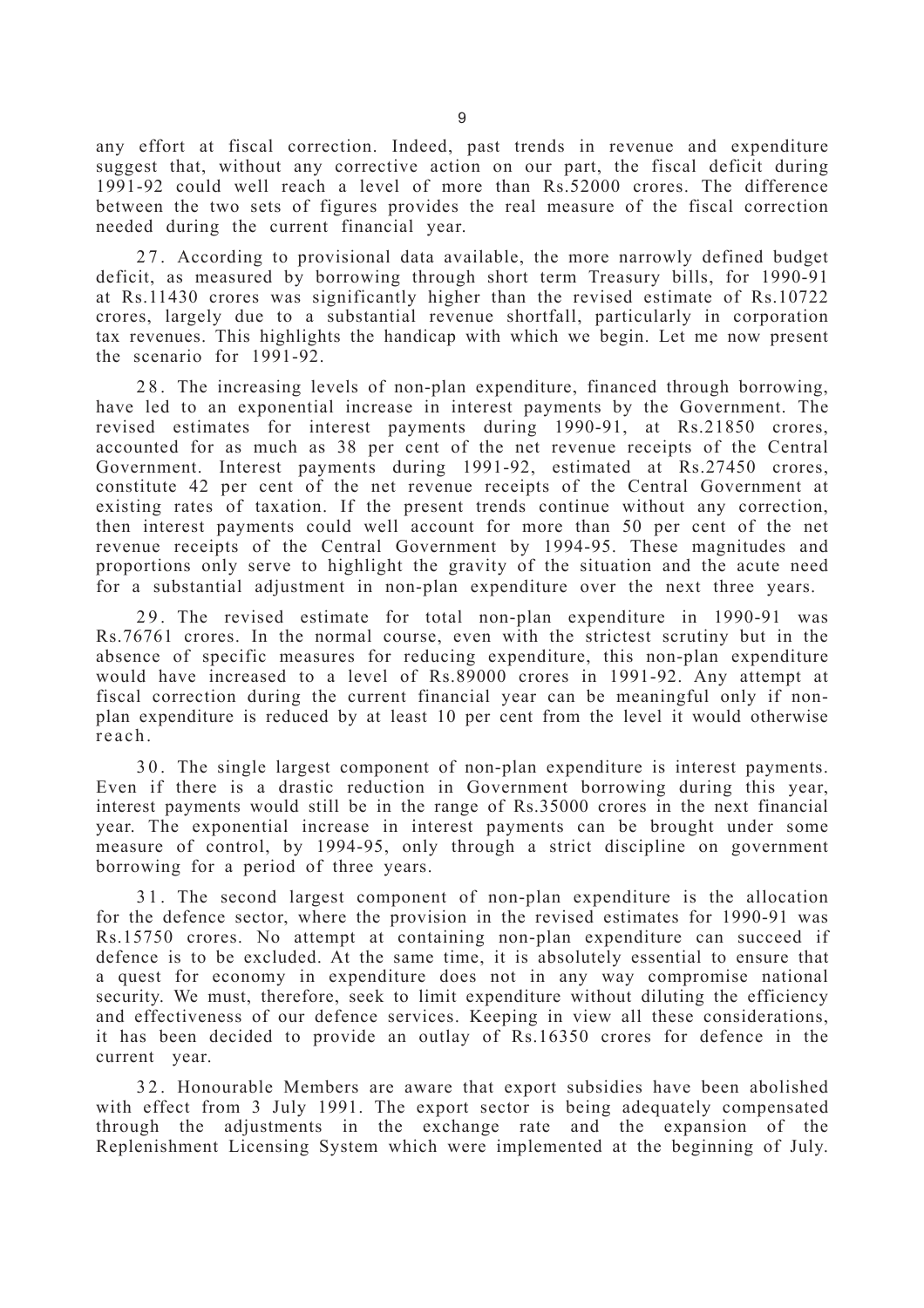any effort at fiscal correction. Indeed, past trends in revenue and expenditure suggest that, without any corrective action on our part, the fiscal deficit during 1991-92 could well reach a level of more than Rs.52000 crores. The difference between the two sets of figures provides the real measure of the fiscal correction needed during the current financial year.

27. According to provisional data available, the more narrowly defined budget deficit, as measured by borrowing through short term Treasury bills, for 1990-91 at Rs.11430 crores was significantly higher than the revised estimate of Rs.10722 crores, largely due to a substantial revenue shortfall, particularly in corporation tax revenues. This highlights the handicap with which we begin. Let me now present the scenario for 1991-92.

28. The increasing levels of non-plan expenditure, financed through borrowing, have led to an exponential increase in interest payments by the Government. The revised estimates for interest payments during 1990-91, at Rs.21850 crores, accounted for as much as 38 per cent of the net revenue receipts of the Central Government. Interest payments during 1991-92, estimated at Rs.27450 crores, constitute 42 per cent of the net revenue receipts of the Central Government at existing rates of taxation. If the present trends continue without any correction, then interest payments could well account for more than 50 per cent of the net revenue receipts of the Central Government by 1994-95. These magnitudes and proportions only serve to highlight the gravity of the situation and the acute need for a substantial adjustment in non-plan expenditure over the next three years.

29. The revised estimate for total non-plan expenditure in 1990-91 was Rs.76761 crores. In the normal course, even with the strictest scrutiny but in the absence of specific measures for reducing expenditure, this non-plan expenditure would have increased to a level of Rs.89000 crores in 1991-92. Any attempt at fiscal correction during the current financial year can be meaningful only if non-plan expenditure is reduced by at least 10 per cent from the level it would otherwise reach.

30. The single largest component of non-plan expenditure is interest payments. Even if there is a drastic reduction in Government borrowing during this year, interest payments would still be in the range of Rs.35000 crores in the next financial year. The exponential increase in interest payments can be brought under some measure of control, by 1994-95, only through a strict discipline on government borrowing for a period of three years.

31. The second largest component of non-plan expenditure is the allocation for the defence sector, where the provision in the revised estimates for 1990-91 was Rs.15750 crores. No attempt at containing non-plan expenditure can succeed if defence is to be excluded. At the same time, it is absolutely essential to ensure that a quest for economy in expenditure does not in any way compromise national security. We must, therefore, seek to limit expenditure without diluting the efficiency and effectiveness of our defence services. Keeping in view all these considerations, it has been decided to provide an outlay of Rs.16350 crores for defence in the current year.

32. Honourable Members are aware that export subsidies have been abolished with effect from 3 July 1991. The export sector is being adequately compensated through the adjustments in the exchange rate and the expansion of the Replenishment Licensing System which were implemented at the beginning of July.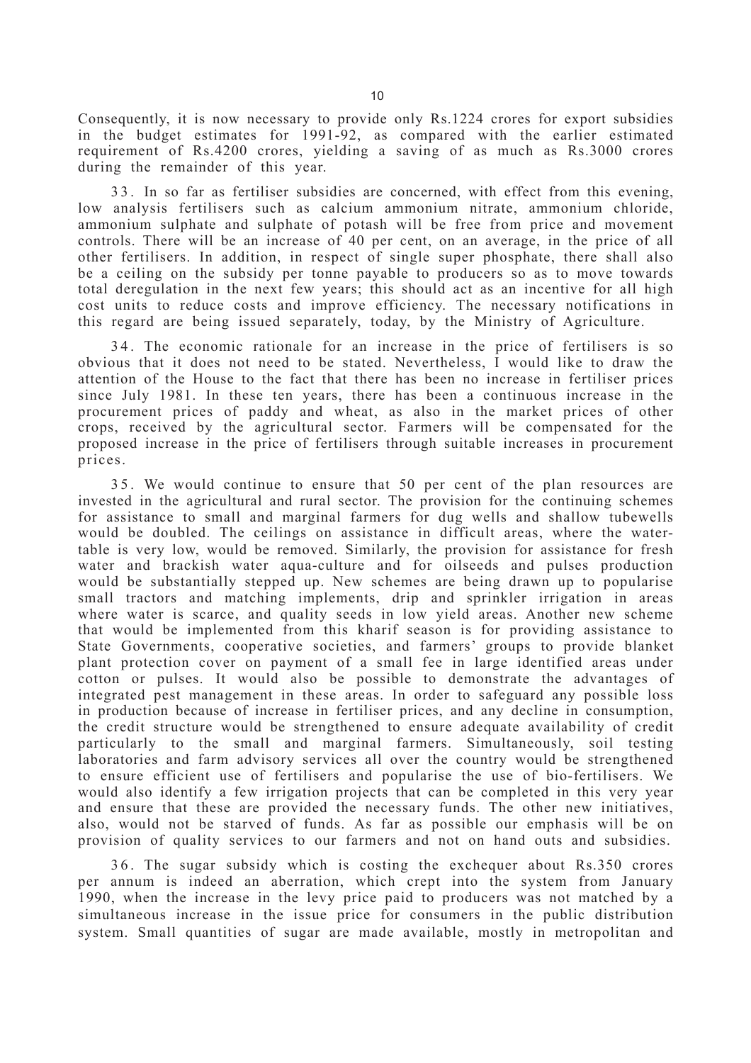Consequently, it is now necessary to provide only Rs.1224 crores for export subsidies in the budget estimates for 1991-92, as compared with the earlier estimated requirement of Rs.4200 crores, yielding a saving of as much as Rs.3000 crores during the remainder of this year.

33. In so far as fertiliser subsidies are concerned, with effect from this evening, low analysis fertilisers such as calcium ammonium nitrate, ammonium chloride, ammonium sulphate and sulphate of potash will be free from price and movement controls. There will be an increase of 40 per cent, on an average, in the price of all other fertilisers. In addition, in respect of single super phosphate, there shall also be a ceiling on the subsidy per tonne payable to producers so as to move towards total deregulation in the next few years; this should act as an incentive for all high cost units to reduce costs and improve efficiency. The necessary notifications in this regard are being issued separately, today, by the Ministry of Agriculture.

34. The economic rationale for an increase in the price of fertilisers is so obvious that it does not need to be stated. Nevertheless, I would like to draw the attention of the House to the fact that there has been no increase in fertiliser prices since July 1981. In these ten years, there has been a continuous increase in the procurement prices of paddy and wheat, as also in the market prices of other crops, received by the agricultural sector. Farmers will be compensated for the proposed increase in the price of fertilisers through suitable increases in procurement prices.

35. We would continue to ensure that 50 per cent of the plan resources are invested in the agricultural and rural sector. The provision for the continuing schemes for assistance to small and marginal farmers for dug wells and shallow tubewells would be doubled. The ceilings on assistance in difficult areas, where the water-table is very low, would be removed. Similarly, the provision for assistance for fresh water and brackish water aqua-culture and for oilseeds and pulses production would be substantially stepped up. New schemes are being drawn up to popularise small tractors and matching implements, drip and sprinkler irrigation in areas where water is scarce, and quality seeds in low yield areas. Another new scheme that would be implemented from this kharif season is for providing assistance to State Governments, cooperative societies, and farmers' groups to provide blanket plant protection cover on payment of a small fee in large identified areas under cotton or pulses. It would also be possible to demonstrate the advantages of integrated pest management in these areas. In order to safeguard any possible loss in production because of increase in fertiliser prices, and any decline in consumption, the credit structure would be strengthened to ensure adequate availability of credit particularly to the small and marginal farmers. Simultaneously, soil testing laboratories and farm advisory services all over the country would be strengthened to ensure efficient use of fertilisers and popularise the use of bio-fertilisers. We would also identify a few irrigation projects that can be completed in this very year and ensure that these are provided the necessary funds. The other new initiatives, also, would not be starved of funds. As far as possible our emphasis will be on provision of quality services to our farmers and not on hand outs and subsidies.

36. The sugar subsidy which is costing the exchequer about Rs.350 crores per annum is indeed an aberration, which crept into the system from January 1990, when the increase in the levy price paid to producers was not matched by a simultaneous increase in the issue price for consumers in the public distribution system. Small quantities of sugar are made available, mostly in metropolitan and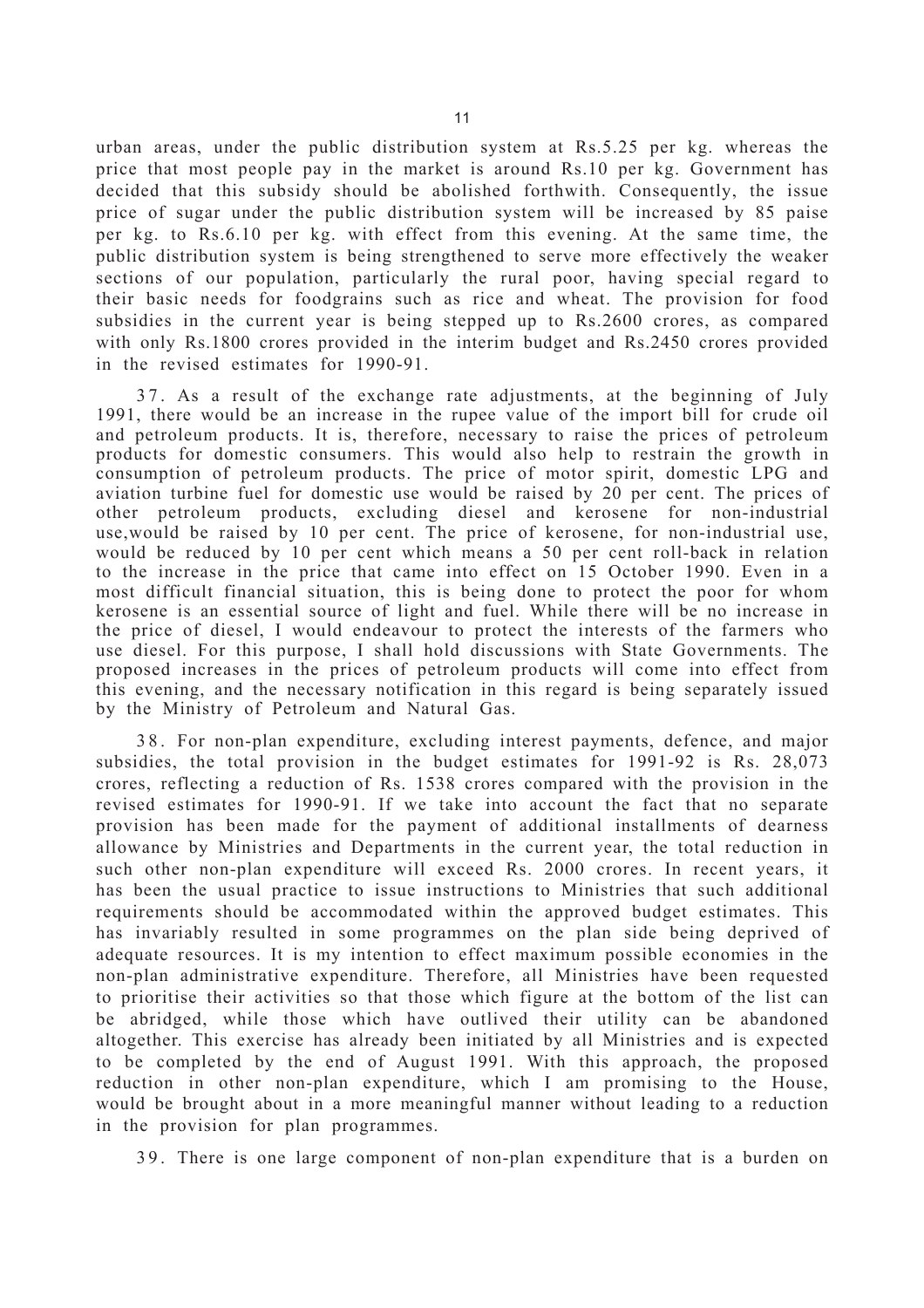urban areas, under the public distribution system at Rs.5.25 per kg. whereas the price that most people pay in the market is around Rs.10 per kg. Government has decided that this subsidy should be abolished forthwith. Consequently, the issue price of sugar under the public distribution system will be increased by 85 paise per kg. to Rs.6.10 per kg. with effect from this evening. At the same time, the public distribution system is being strengthened to serve more effectively the weaker sections of our population, particularly the rural poor, having special regard to their basic needs for foodgrains such as rice and wheat. The provision for food subsidies in the current year is being stepped up to Rs.2600 crores, as compared with only Rs.1800 crores provided in the interim budget and Rs.2450 crores provided in the revised estimates for 1990-91.

37. As a result of the exchange rate adjustments, at the beginning of July 1991, there would be an increase in the rupee value of the import bill for crude oil and petroleum products. It is, therefore, necessary to raise the prices of petroleum products for domestic consumers. This would also help to restrain the growth in consumption of petroleum products. The price of motor spirit, domestic LPG and aviation turbine fuel for domestic use would be raised by 20 per cent. The prices of other petroleum products, excluding diesel and kerosene for non-industrial use,would be raised by 10 per cent. The price of kerosene, for non-industrial use, would be reduced by 10 per cent which means a 50 per cent roll-back in relation to the increase in the price that came into effect on 15 October 1990. Even in a most difficult financial situation, this is being done to protect the poor for whom kerosene is an essential source of light and fuel. While there will be no increase in the price of diesel, I would endeavour to protect the interests of the farmers who use diesel. For this purpose, I shall hold discussions with State Governments. The proposed increases in the prices of petroleum products will come into effect from this evening, and the necessary notification in this regard is being separately issued by the Ministry of Petroleum and Natural Gas.

38. For non-plan expenditure, excluding interest payments, defence, and major subsidies, the total provision in the budget estimates for 1991-92 is Rs. 28,073 crores, reflecting a reduction of Rs. 1538 crores compared with the provision in the revised estimates for 1990-91. If we take into account the fact that no separate provision has been made for the payment of additional installments of dearness allowance by Ministries and Departments in the current year, the total reduction in such other non-plan expenditure will exceed Rs. 2000 crores. In recent years, it has been the usual practice to issue instructions to Ministries that such additional requirements should be accommodated within the approved budget estimates. This has invariably resulted in some programmes on the plan side being deprived of adequate resources. It is my intention to effect maximum possible economies in the non-plan administrative expenditure. Therefore, all Ministries have been requested to prioritise their activities so that those which figure at the bottom of the list can be abridged, while those which have outlived their utility can be abandoned altogether. This exercise has already been initiated by all Ministries and is expected to be completed by the end of August 1991. With this approach, the proposed reduction in other non-plan expenditure, which I am promising to the House, would be brought about in a more meaningful manner without leading to a reduction in the provision for plan programmes.

39. There is one large component of non-plan expenditure that is a burden on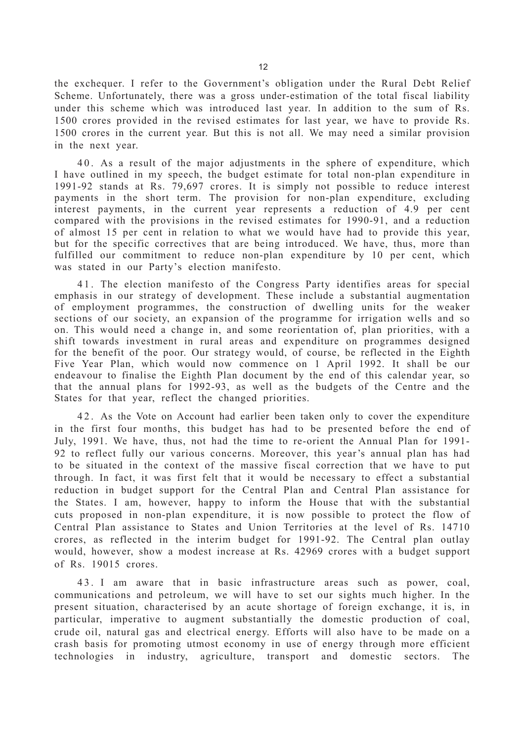the exchequer. I refer to the Government's obligation under the Rural Debt Relief Scheme. Unfortunately, there was a gross under-estimation of the total fiscal liability under this scheme which was introduced last year. In addition to the sum of Rs. 1500 crores provided in the revised estimates for last year, we have to provide Rs. 1500 crores in the current year. But this is not all. We may need a similar provision in the next year.

40. As a result of the major adjustments in the sphere of expenditure, which I have outlined in my speech, the budget estimate for total non-plan expenditure in 1991-92 stands at Rs. 79,697 crores. It is simply not possible to reduce interest payments in the short term. The provision for non-plan expenditure, excluding interest payments, in the current year represents a reduction of 4.9 per cent compared with the provisions in the revised estimates for 1990-91, and a reduction of almost 15 per cent in relation to what we would have had to provide this year, but for the specific correctives that are being introduced. We have, thus, more than fulfilled our commitment to reduce non-plan expenditure by 10 per cent, which was stated in our Party's election manifesto.

41. The election manifesto of the Congress Party identifies areas for special emphasis in our strategy of development. These include a substantial augmentation of employment programmes, the construction of dwelling units for the weaker sections of our society, an expansion of the programme for irrigation wells and so on. This would need a change in, and some reorientation of, plan priorities, with a shift towards investment in rural areas and expenditure on programmes designed for the benefit of the poor. Our strategy would, of course, be reflected in the Eighth Five Year Plan, which would now commence on 1 April 1992. It shall be our endeavour to finalise the Eighth Plan document by the end of this calendar year, so that the annual plans for 1992-93, as well as the budgets of the Centre and the States for that year, reflect the changed priorities.

42. As the Vote on Account had earlier been taken only to cover the expenditure in the first four months, this budget has had to be presented before the end of July, 1991. We have, thus, not had the time to re-orient the Annual Plan for 1991-92 to reflect fully our various concerns. Moreover, this year's annual plan has had to be situated in the context of the massive fiscal correction that we have to put through. In fact, it was first felt that it would be necessary to effect a substantial reduction in budget support for the Central Plan and Central Plan assistance for the States. I am, however, happy to inform the House that with the substantial cuts proposed in non-plan expenditure, it is now possible to protect the flow of Central Plan assistance to States and Union Territories at the level of Rs. 14710 crores, as reflected in the interim budget for 1991-92. The Central plan outlay would, however, show a modest increase at Rs. 42969 crores with a budget support of Rs. 19015 crores.

43. I am aware that in basic infrastructure areas such as power, coal, communications and petroleum, we will have to set our sights much higher. In the present situation, characterised by an acute shortage of foreign exchange, it is, in particular, imperative to augment substantially the domestic production of coal, crude oil, natural gas and electrical energy. Efforts will also have to be made on a crash basis for promoting utmost economy in use of energy through more efficient technologies in industry, agriculture, transport and domestic sectors. The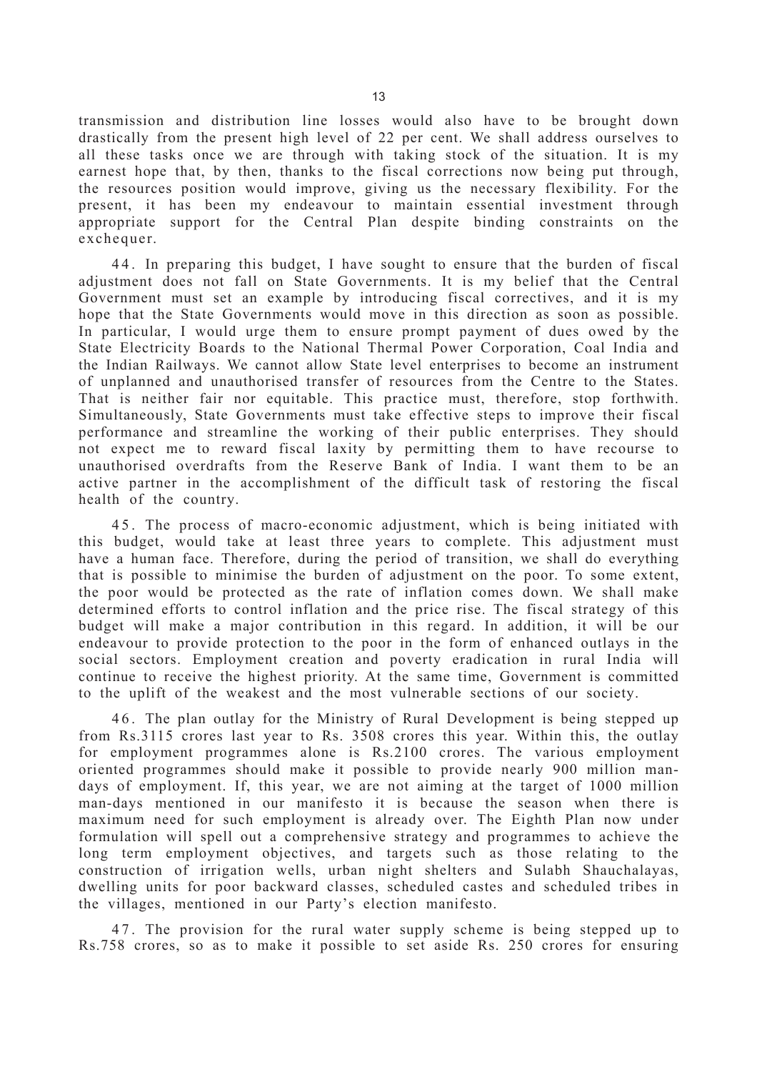transmission and distribution line losses would also have to be brought down drastically from the present high level of 22 per cent. We shall address ourselves to all these tasks once we are through with taking stock of the situation. It is my earnest hope that, by then, thanks to the fiscal corrections now being put through, the resources position would improve, giving us the necessary flexibility. For the present, it has been my endeavour to maintain essential investment through appropriate support for the Central Plan despite binding constraints on the exchequer.

44. In preparing this budget, I have sought to ensure that the burden of fiscal adjustment does not fall on State Governments. It is my belief that the Central Government must set an example by introducing fiscal correctives, and it is my hope that the State Governments would move in this direction as soon as possible. In particular, I would urge them to ensure prompt payment of dues owed by the State Electricity Boards to the National Thermal Power Corporation, Coal India and the Indian Railways. We cannot allow State level enterprises to become an instrument of unplanned and unauthorised transfer of resources from the Centre to the States. That is neither fair nor equitable. This practice must, therefore, stop forthwith. Simultaneously, State Governments must take effective steps to improve their fiscal performance and streamline the working of their public enterprises. They should not expect me to reward fiscal laxity by permitting them to have recourse to unauthorised overdrafts from the Reserve Bank of India. I want them to be an active partner in the accomplishment of the difficult task of restoring the fiscal health of the country.

45. The process of macro-economic adjustment, which is being initiated with this budget, would take at least three years to complete. This adjustment must have a human face. Therefore, during the period of transition, we shall do everything that is possible to minimise the burden of adjustment on the poor. To some extent, the poor would be protected as the rate of inflation comes down. We shall make determined efforts to control inflation and the price rise. The fiscal strategy of this budget will make a major contribution in this regard. In addition, it will be our endeavour to provide protection to the poor in the form of enhanced outlays in the social sectors. Employment creation and poverty eradication in rural India will continue to receive the highest priority. At the same time, Government is committed to the uplift of the weakest and the most vulnerable sections of our society.

46. The plan outlay for the Ministry of Rural Development is being stepped up from Rs.3115 crores last year to Rs. 3508 crores this year. Within this, the outlay for employment programmes alone is Rs.2100 crores. The various employment oriented programmes should make it possible to provide nearly 900 million man-days of employment. If, this year, we are not aiming at the target of 1000 million man-days mentioned in our manifesto it is because the season when there is maximum need for such employment is already over. The Eighth Plan now under formulation will spell out a comprehensive strategy and programmes to achieve the long term employment objectives, and targets such as those relating to the construction of irrigation wells, urban night shelters and Sulabh Shauchalayas, dwelling units for poor backward classes, scheduled castes and scheduled tribes in the villages, mentioned in our Party's election manifesto.

47. The provision for the rural water supply scheme is being stepped up to Rs.758 crores, so as to make it possible to set aside Rs. 250 crores for ensuring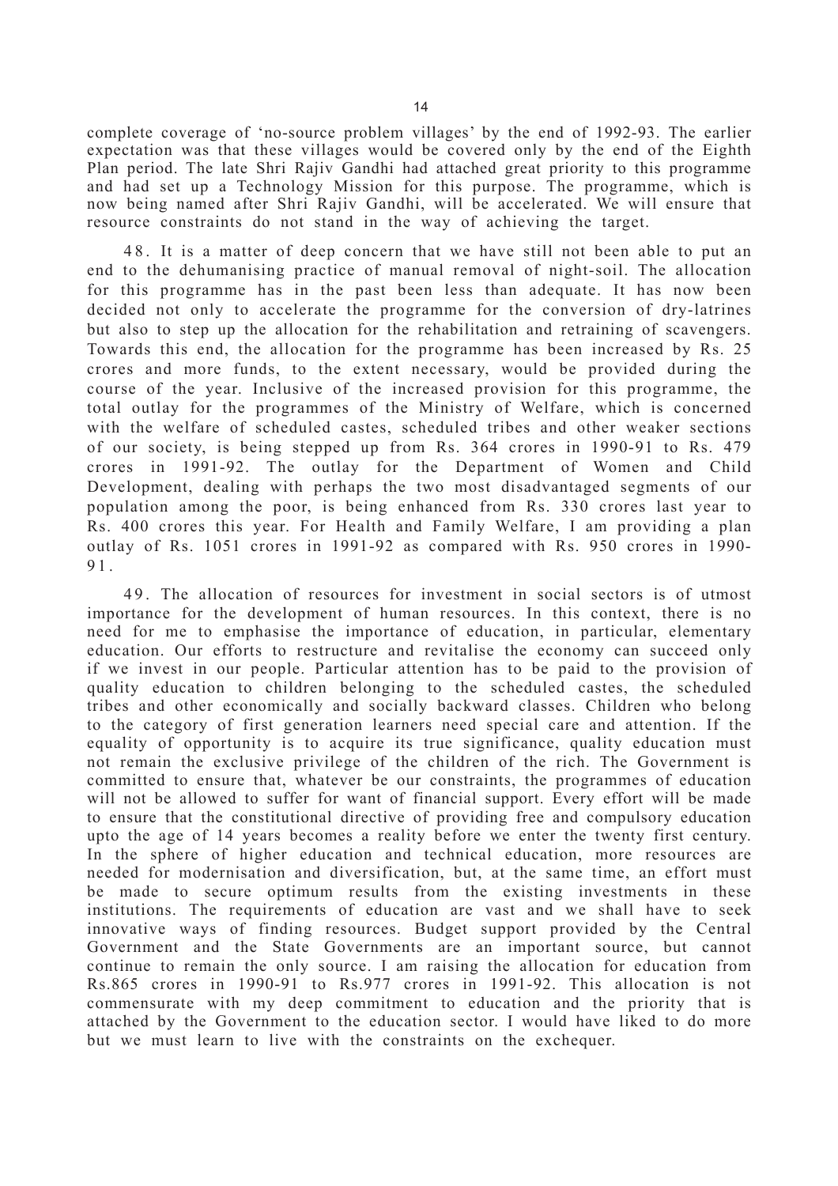complete coverage of 'no-source problem villages' by the end of 1992-93. The earlier expectation was that these villages would be covered only by the end of the Eighth Plan period. The late Shri Rajiv Gandhi had attached great priority to this programme and had set up a Technology Mission for this purpose. The programme, which is now being named after Shri Rajiv Gandhi, will be accelerated. We will ensure that resource constraints do not stand in the way of achieving the target.

48. It is a matter of deep concern that we have still not been able to put an end to the dehumanising practice of manual removal of night-soil. The allocation for this programme has in the past been less than adequate. It has now been decided not only to accelerate the programme for the conversion of dry-latrines but also to step up the allocation for the rehabilitation and retraining of scavengers. Towards this end, the allocation for the programme has been increased by Rs. 25 crores and more funds, to the extent necessary, would be provided during the course of the year. Inclusive of the increased provision for this programme, the total outlay for the programmes of the Ministry of Welfare, which is concerned with the welfare of scheduled castes, scheduled tribes and other weaker sections of our society, is being stepped up from Rs. 364 crores in 1990-91 to Rs. 479 crores in 1991-92. The outlay for the Department of Women and Child Development, dealing with perhaps the two most disadvantaged segments of our population among the poor, is being enhanced from Rs. 330 crores last year to Rs. 400 crores this year. For Health and Family Welfare, I am providing a plan outlay of Rs. 1051 crores in 1991-92 as compared with Rs. 950 crores in 1990-91.

49. The allocation of resources for investment in social sectors is of utmost importance for the development of human resources. In this context, there is no need for me to emphasise the importance of education, in particular, elementary education. Our efforts to restructure and revitalise the economy can succeed only if we invest in our people. Particular attention has to be paid to the provision of quality education to children belonging to the scheduled castes, the scheduled tribes and other economically and socially backward classes. Children who belong to the category of first generation learners need special care and attention. If the equality of opportunity is to acquire its true significance, quality education must not remain the exclusive privilege of the children of the rich. The Government is committed to ensure that, whatever be our constraints, the programmes of education will not be allowed to suffer for want of financial support. Every effort will be made to ensure that the constitutional directive of providing free and compulsory education upto the age of 14 years becomes a reality before we enter the twenty first century. In the sphere of higher education and technical education, more resources are needed for modernisation and diversification, but, at the same time, an effort must be made to secure optimum results from the existing investments in these institutions. The requirements of education are vast and we shall have to seek innovative ways of finding resources. Budget support provided by the Central Government and the State Governments are an important source, but cannot continue to remain the only source. I am raising the allocation for education from Rs.865 crores in 1990-91 to Rs.977 crores in 1991-92. This allocation is not commensurate with my deep commitment to education and the priority that is attached by the Government to the education sector. I would have liked to do more but we must learn to live with the constraints on the exchequer.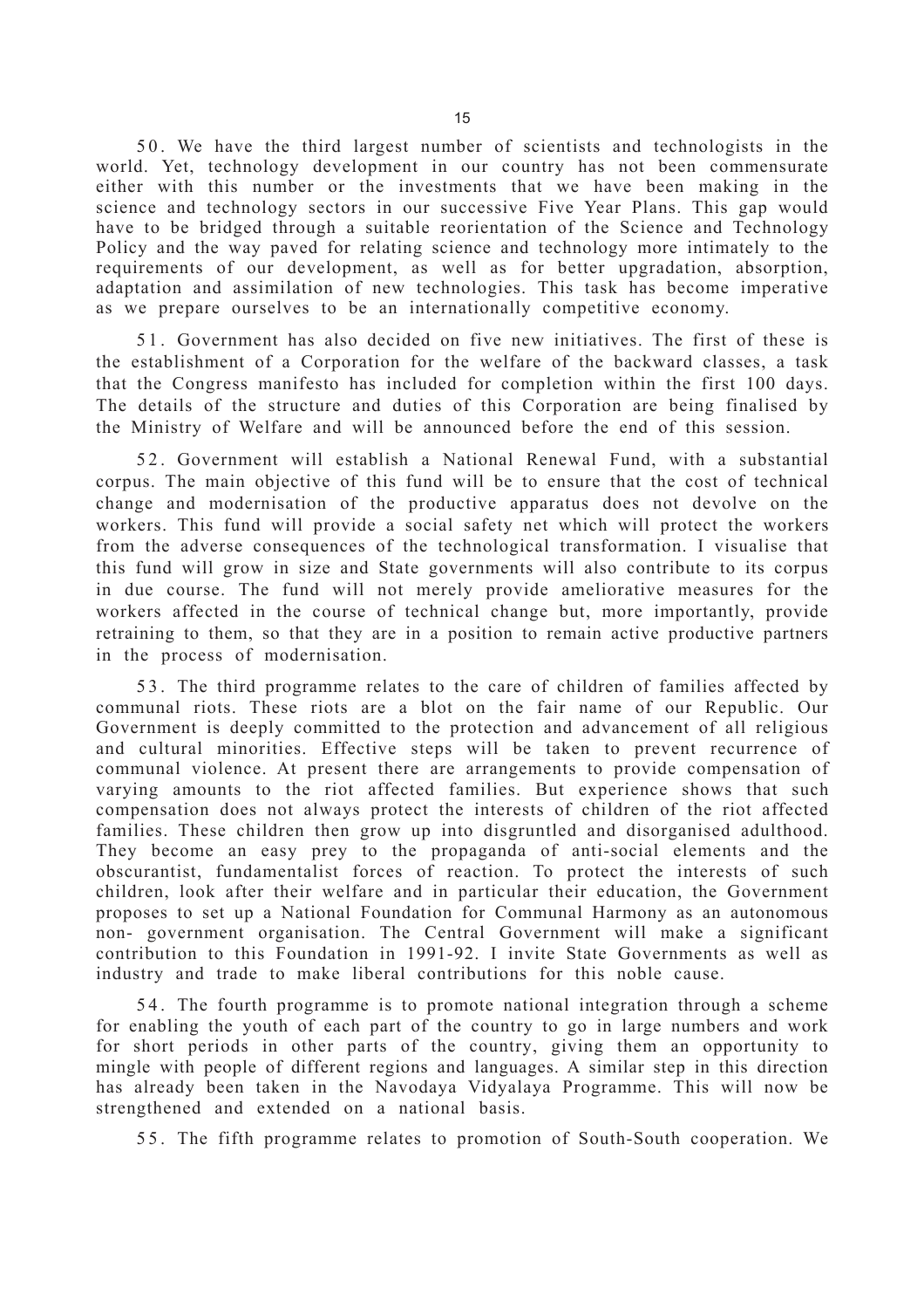50. We have the third largest number of scientists and technologists in the world. Yet, technology development in our country has not been commensurate either with this number or the investments that we have been making in the science and technology sectors in our successive Five Year Plans. This gap would have to be bridged through a suitable reorientation of the Science and Technology Policy and the way paved for relating science and technology more intimately to the requirements of our development, as well as for better upgradation, absorption, adaptation and assimilation of new technologies. This task has become imperative as we prepare ourselves to be an internationally competitive economy.

51. Government has also decided on five new initiatives. The first of these is the establishment of a Corporation for the welfare of the backward classes, a task that the Congress manifesto has included for completion within the first 100 days. The details of the structure and duties of this Corporation are being finalised by the Ministry of Welfare and will be announced before the end of this session.

52. Government will establish a National Renewal Fund, with a substantial corpus. The main objective of this fund will be to ensure that the cost of technical change and modernisation of the productive apparatus does not devolve on the workers. This fund will provide a social safety net which will protect the workers from the adverse consequences of the technological transformation. I visualise that this fund will grow in size and State governments will also contribute to its corpus in due course. The fund will not merely provide ameliorative measures for the workers affected in the course of technical change but, more importantly, provide retraining to them, so that they are in a position to remain active productive partners in the process of modernisation.

53. The third programme relates to the care of children of families affected by communal riots. These riots are a blot on the fair name of our Republic. Our Government is deeply committed to the protection and advancement of all religious and cultural minorities. Effective steps will be taken to prevent recurrence of communal violence. At present there are arrangements to provide compensation of varying amounts to the riot affected families. But experience shows that such compensation does not always protect the interests of children of the riot affected families. These children then grow up into disgruntled and disorganised adulthood. They become an easy prey to the propaganda of anti-social elements and the obscurantist, fundamentalist forces of reaction. To protect the interests of such children, look after their welfare and in particular their education, the Government proposes to set up a National Foundation for Communal Harmony as an autonomous non- government organisation. The Central Government will make a significant contribution to this Foundation in 1991-92. I invite State Governments as well as industry and trade to make liberal contributions for this noble cause.

54. The fourth programme is to promote national integration through a scheme for enabling the youth of each part of the country to go in large numbers and work for short periods in other parts of the country, giving them an opportunity to mingle with people of different regions and languages. A similar step in this direction has already been taken in the Navodaya Vidyalaya Programme. This will now be strengthened and extended on a national basis.

55. The fifth programme relates to promotion of South-South cooperation. We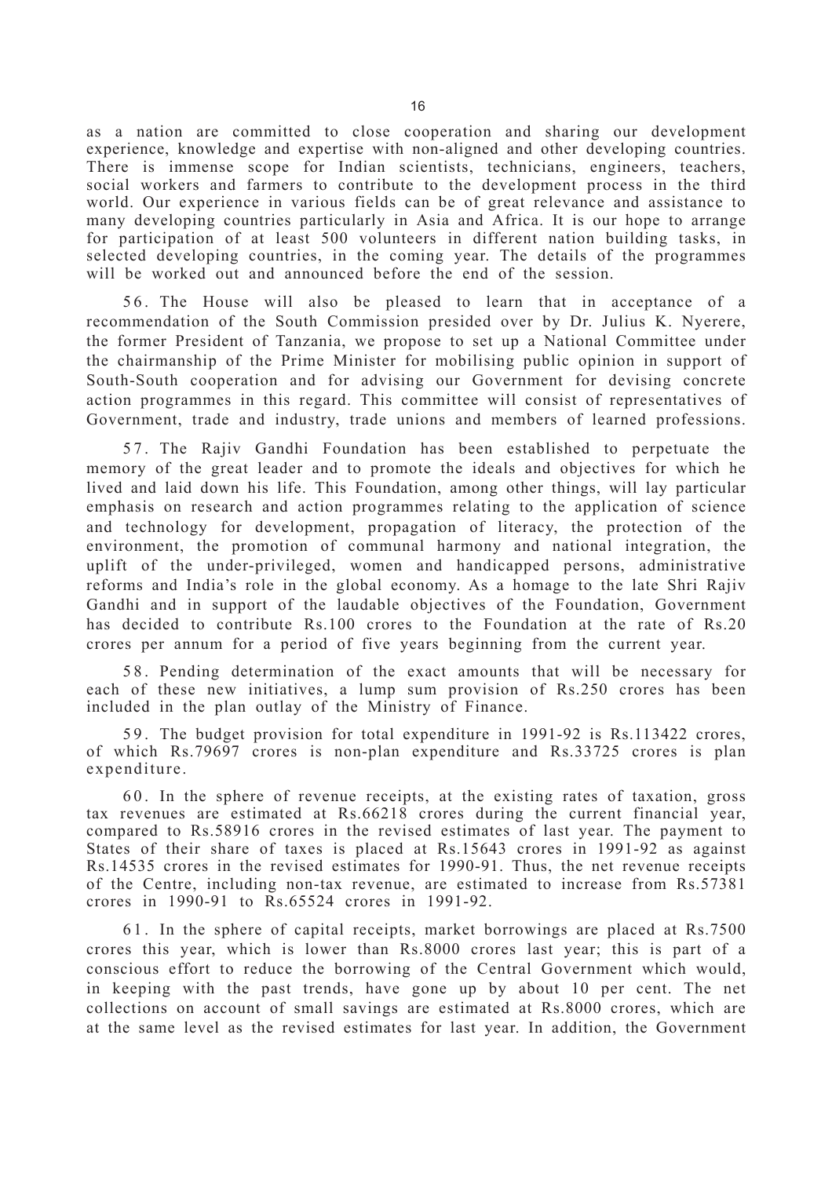as a nation are committed to close cooperation and sharing our development experience, knowledge and expertise with non-aligned and other developing countries. There is immense scope for Indian scientists, technicians, engineers, teachers, social workers and farmers to contribute to the development process in the third world. Our experience in various fields can be of great relevance and assistance to many developing countries particularly in Asia and Africa. It is our hope to arrange for participation of at least 500 volunteers in different nation building tasks, in selected developing countries, in the coming year. The details of the programmes will be worked out and announced before the end of the session.

56. The House will also be pleased to learn that in acceptance of a recommendation of the South Commission presided over by Dr. Julius K. Nyerere, the former President of Tanzania, we propose to set up a National Committee under the chairmanship of the Prime Minister for mobilising public opinion in support of South-South cooperation and for advising our Government for devising concrete action programmes in this regard. This committee will consist of representatives of Government, trade and industry, trade unions and members of learned professions.

57. The Rajiv Gandhi Foundation has been established to perpetuate the memory of the great leader and to promote the ideals and objectives for which he lived and laid down his life. This Foundation, among other things, will lay particular emphasis on research and action programmes relating to the application of science and technology for development, propagation of literacy, the protection of the environment, the promotion of communal harmony and national integration, the uplift of the under-privileged, women and handicapped persons, administrative reforms and India's role in the global economy. As a homage to the late Shri Rajiv Gandhi and in support of the laudable objectives of the Foundation, Government has decided to contribute Rs.100 crores to the Foundation at the rate of Rs.20 crores per annum for a period of five years beginning from the current year.

58. Pending determination of the exact amounts that will be necessary for each of these new initiatives, a lump sum provision of Rs.250 crores has been included in the plan outlay of the Ministry of Finance.

59. The budget provision for total expenditure in 1991-92 is Rs.113422 crores, of which Rs.79697 crores is non-plan expenditure and Rs.33725 crores is plan expenditure.

60. In the sphere of revenue receipts, at the existing rates of taxation, gross tax revenues are estimated at Rs.66218 crores during the current financial year, compared to Rs.58916 crores in the revised estimates of last year. The payment to States of their share of taxes is placed at Rs.15643 crores in 1991-92 as against Rs.14535 crores in the revised estimates for 1990-91. Thus, the net revenue receipts of the Centre, including non-tax revenue, are estimated to increase from Rs.57381 crores in 1990-91 to Rs.65524 crores in 1991-92.

61. In the sphere of capital receipts, market borrowings are placed at Rs.7500 crores this year, which is lower than Rs.8000 crores last year; this is part of a conscious effort to reduce the borrowing of the Central Government which would, in keeping with the past trends, have gone up by about 10 per cent. The net collections on account of small savings are estimated at Rs.8000 crores, which are at the same level as the revised estimates for last year. In addition, the Government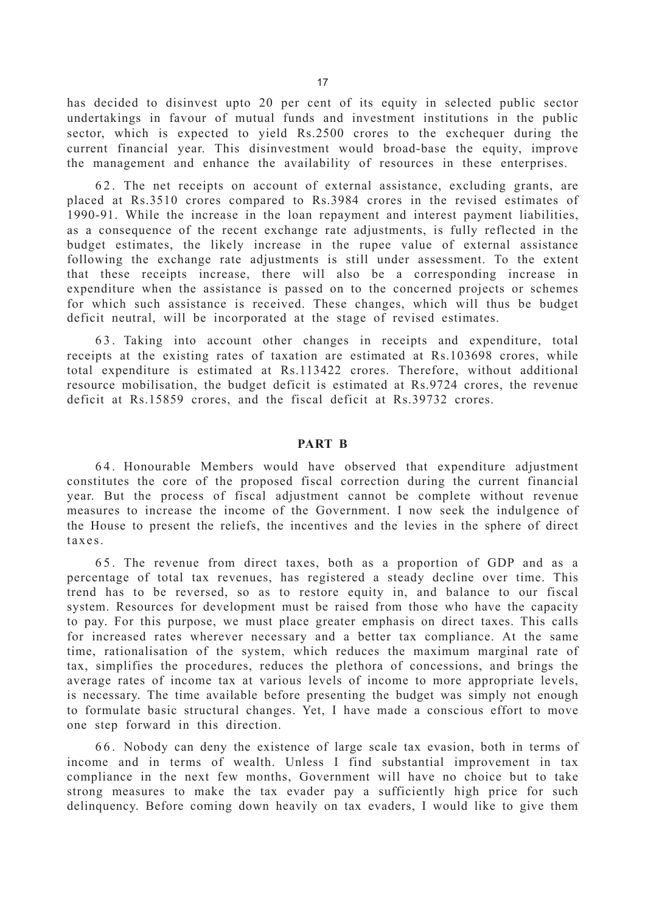has decided to disinvest upto 20 per cent of its equity in selected public sector undertakings in favour of mutual funds and investment institutions in the public sector, which is expected to yield Rs.2500 crores to the exchequer during the current financial year. This disinvestment would broad-base the equity, improve the management and enhance the availability of resources in these enterprises.

62. The net receipts on account of external assistance, excluding grants, are placed at Rs.3510 crores compared to Rs.3984 crores in the revised estimates of 1990-91. While the increase in the loan repayment and interest payment liabilities, as a consequence of the recent exchange rate adjustments, is fully reflected in the budget estimates, the likely increase in the rupee value of external assistance following the exchange rate adjustments is still under assessment. To the extent that these receipts increase, there will also be a corresponding increase in expenditure when the assistance is passed on to the concerned projects or schemes for which such assistance is received. These changes, which will thus be budget deficit neutral, will be incorporated at the stage of revised estimates.

63. Taking into account other changes in receipts and expenditure, total receipts at the existing rates of taxation are estimated at Rs.103698 crores, while total expenditure is estimated at Rs.113422 crores. Therefore, without additional resource mobilisation, the budget deficit is estimated at Rs.9724 crores, the revenue deficit at Rs.15859 crores, and the fiscal deficit at Rs.39732 crores.

## PART B

64. Honourable Members would have observed that expenditure adjustment constitutes the core of the proposed fiscal correction during the current financial year. But the process of fiscal adjustment cannot be complete without revenue measures to increase the income of the Government. I now seek the indulgence of the House to present the reliefs, the incentives and the levies in the sphere of direct taxes.

65. The revenue from direct taxes, both as a proportion of GDP and as a percentage of total tax revenues, has registered a steady decline over time. This trend has to be reversed, so as to restore equity in, and balance to our fiscal system. Resources for development must be raised from those who have the capacity to pay. For this purpose, we must place greater emphasis on direct taxes. This calls for increased rates wherever necessary and a better tax compliance. At the same time, rationalisation of the system, which reduces the maximum marginal rate of tax, simplifies the procedures, reduces the plethora of concessions, and brings the average rates of income tax at various levels of income to more appropriate levels, is necessary. The time available before presenting the budget was simply not enough to formulate basic structural changes. Yet, I have made a conscious effort to move one step forward in this direction.

66. Nobody can deny the existence of large scale tax evasion, both in terms of income and in terms of wealth. Unless I find substantial improvement in tax compliance in the next few months, Government will have no choice but to take strong measures to make the tax evader pay a sufficiently high price for such delinquency. Before coming down heavily on tax evaders, I would like to give them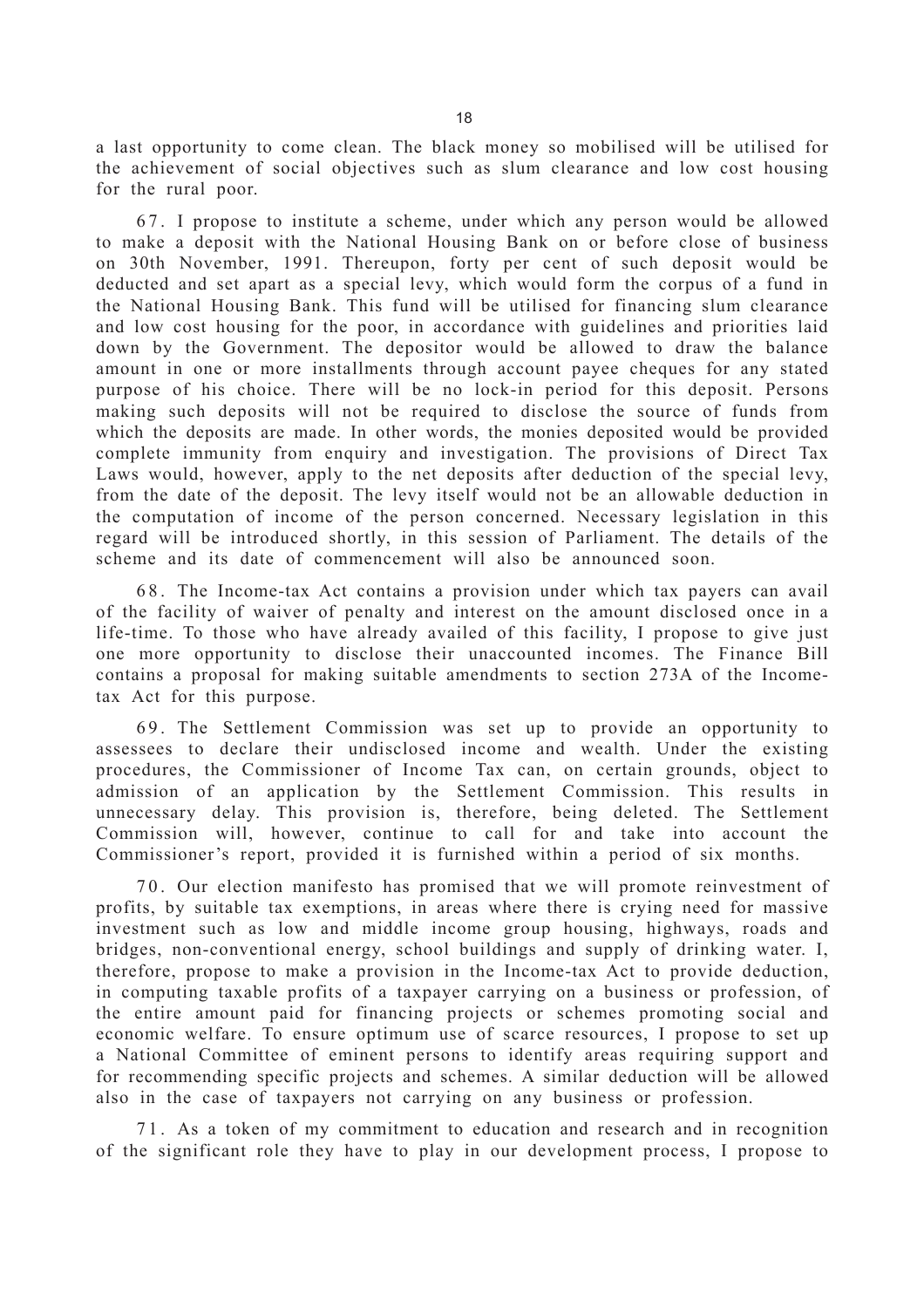a last opportunity to come clean. The black money so mobilised will be utilised for the achievement of social objectives such as slum clearance and low cost housing for the rural poor.

67. I propose to institute a scheme, under which any person would be allowed to make a deposit with the National Housing Bank on or before close of business on 30th November, 1991. Thereupon, forty per cent of such deposit would be deducted and set apart as a special levy, which would form the corpus of a fund in the National Housing Bank. This fund will be utilised for financing slum clearance and low cost housing for the poor, in accordance with guidelines and priorities laid down by the Government. The depositor would be allowed to draw the balance amount in one or more installments through account payee cheques for any stated purpose of his choice. There will be no lock-in period for this deposit. Persons making such deposits will not be required to disclose the source of funds from which the deposits are made. In other words, the monies deposited would be provided complete immunity from enquiry and investigation. The provisions of Direct Tax Laws would, however, apply to the net deposits after deduction of the special levy, from the date of the deposit. The levy itself would not be an allowable deduction in the computation of income of the person concerned. Necessary legislation in this regard will be introduced shortly, in this session of Parliament. The details of the scheme and its date of commencement will also be announced soon.

68. The Income-tax Act contains a provision under which tax payers can avail of the facility of waiver of penalty and interest on the amount disclosed once in a life-time. To those who have already availed of this facility, I propose to give just one more opportunity to disclose their unaccounted incomes. The Finance Bill contains a proposal for making suitable amendments to section 273A of the Income-tax Act for this purpose.

69. The Settlement Commission was set up to provide an opportunity to assessees to declare their undisclosed income and wealth. Under the existing procedures, the Commissioner of Income Tax can, on certain grounds, object to admission of an application by the Settlement Commission. This results in unnecessary delay. This provision is, therefore, being deleted. The Settlement Commission will, however, continue to call for and take into account the Commissioner's report, provided it is furnished within a period of six months.

70. Our election manifesto has promised that we will promote reinvestment of profits, by suitable tax exemptions, in areas where there is crying need for massive investment such as low and middle income group housing, highways, roads and bridges, non-conventional energy, school buildings and supply of drinking water. I, therefore, propose to make a provision in the Income-tax Act to provide deduction, in computing taxable profits of a taxpayer carrying on a business or profession, of the entire amount paid for financing projects or schemes promoting social and economic welfare. To ensure optimum use of scarce resources, I propose to set up a National Committee of eminent persons to identify areas requiring support and for recommending specific projects and schemes. A similar deduction will be allowed also in the case of taxpayers not carrying on any business or profession.

71. As a token of my commitment to education and research and in recognition of the significant role they have to play in our development process, I propose to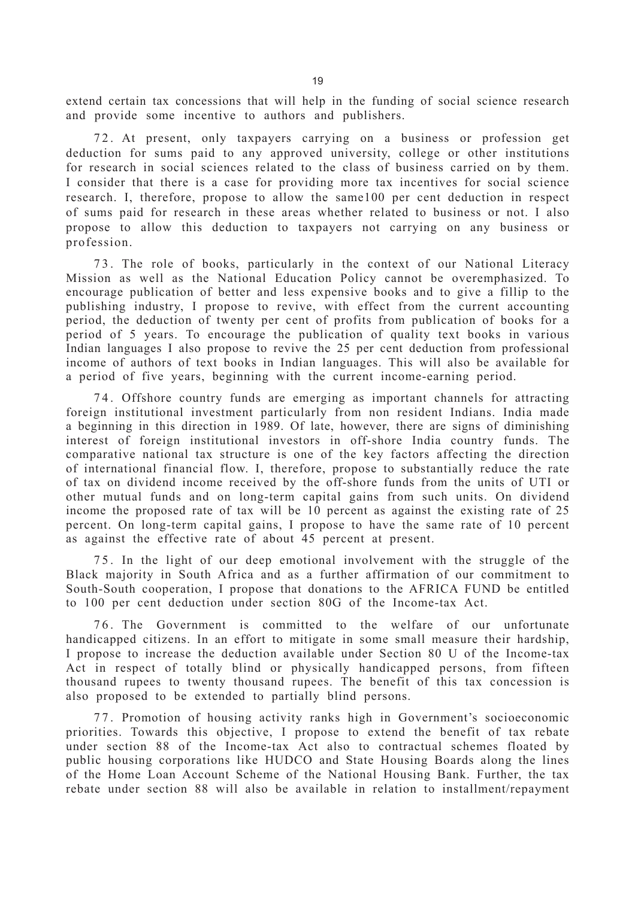extend certain tax concessions that will help in the funding of social science research and provide some incentive to authors and publishers.

72. At present, only taxpayers carrying on a business or profession get deduction for sums paid to any approved university, college or other institutions for research in social sciences related to the class of business carried on by them. I consider that there is a case for providing more tax incentives for social science research. I, therefore, propose to allow the same100 per cent deduction in respect of sums paid for research in these areas whether related to business or not. I also propose to allow this deduction to taxpayers not carrying on any business or profession.

73. The role of books, particularly in the context of our National Literacy Mission as well as the National Education Policy cannot be overemphasized. To encourage publication of better and less expensive books and to give a fillip to the publishing industry, I propose to revive, with effect from the current accounting period, the deduction of twenty per cent of profits from publication of books for a period of 5 years. To encourage the publication of quality text books in various Indian languages I also propose to revive the 25 per cent deduction from professional income of authors of text books in Indian languages. This will also be available for a period of five years, beginning with the current income-earning period.

74. Offshore country funds are emerging as important channels for attracting foreign institutional investment particularly from non resident Indians. India made a beginning in this direction in 1989. Of late, however, there are signs of diminishing interest of foreign institutional investors in off-shore India country funds. The comparative national tax structure is one of the key factors affecting the direction of international financial flow. I, therefore, propose to substantially reduce the rate of tax on dividend income received by the off-shore funds from the units of UTI or other mutual funds and on long-term capital gains from such units. On dividend income the proposed rate of tax will be 10 percent as against the existing rate of 25 percent. On long-term capital gains, I propose to have the same rate of 10 percent as against the effective rate of about 45 percent at present.

75. In the light of our deep emotional involvement with the struggle of the Black majority in South Africa and as a further affirmation of our commitment to South-South cooperation, I propose that donations to the AFRICA FUND be entitled to 100 per cent deduction under section 80G of the Income-tax Act.

76. The Government is committed to the welfare of our unfortunate handicapped citizens. In an effort to mitigate in some small measure their hardship, I propose to increase the deduction available under Section 80 U of the Income-tax Act in respect of totally blind or physically handicapped persons, from fifteen thousand rupees to twenty thousand rupees. The benefit of this tax concession is also proposed to be extended to partially blind persons.

77. Promotion of housing activity ranks high in Government's socioeconomic priorities. Towards this objective, I propose to extend the benefit of tax rebate under section 88 of the Income-tax Act also to contractual schemes floated by public housing corporations like HUDCO and State Housing Boards along the lines of the Home Loan Account Scheme of the National Housing Bank. Further, the tax rebate under section 88 will also be available in relation to installment/repayment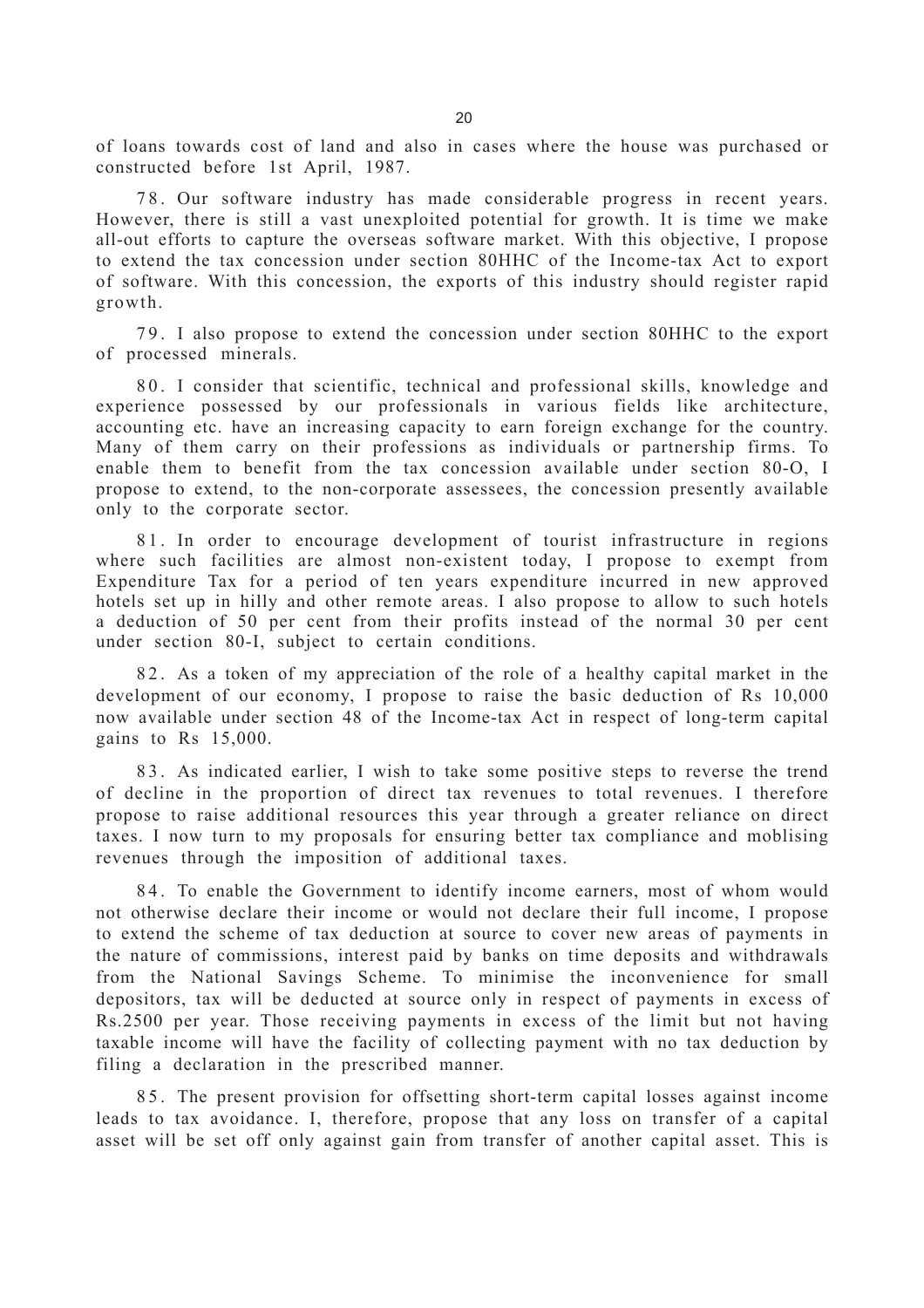of loans towards cost of land and also in cases where the house was purchased or constructed before 1st April, 1987.

78. Our software industry has made considerable progress in recent years. However, there is still a vast unexploited potential for growth. It is time we make all-out efforts to capture the overseas software market. With this objective, I propose to extend the tax concession under section 80HHC of the Income-tax Act to export of software. With this concession, the exports of this industry should register rapid growth.

79. I also propose to extend the concession under section 80HHC to the export of processed minerals.

80. I consider that scientific, technical and professional skills, knowledge and experience possessed by our professionals in various fields like architecture, accounting etc. have an increasing capacity to earn foreign exchange for the country. Many of them carry on their professions as individuals or partnership firms. To enable them to benefit from the tax concession available under section 80-O, I propose to extend, to the non-corporate assessees, the concession presently available only to the corporate sector.

81. In order to encourage development of tourist infrastructure in regions where such facilities are almost non-existent today, I propose to exempt from Expenditure Tax for a period of ten years expenditure incurred in new approved hotels set up in hilly and other remote areas. I also propose to allow to such hotels a deduction of 50 per cent from their profits instead of the normal 30 per cent under section 80-I, subject to certain conditions.

82. As a token of my appreciation of the role of a healthy capital market in the development of our economy, I propose to raise the basic deduction of Rs 10,000 now available under section 48 of the Income-tax Act in respect of long-term capital gains to Rs 15,000.

83. As indicated earlier, I wish to take some positive steps to reverse the trend of decline in the proportion of direct tax revenues to total revenues. I therefore propose to raise additional resources this year through a greater reliance on direct taxes. I now turn to my proposals for ensuring better tax compliance and moblising revenues through the imposition of additional taxes.

84. To enable the Government to identify income earners, most of whom would not otherwise declare their income or would not declare their full income, I propose to extend the scheme of tax deduction at source to cover new areas of payments in the nature of commissions, interest paid by banks on time deposits and withdrawals from the National Savings Scheme. To minimise the inconvenience for small depositors, tax will be deducted at source only in respect of payments in excess of Rs.2500 per year. Those receiving payments in excess of the limit but not having taxable income will have the facility of collecting payment with no tax deduction by filing a declaration in the prescribed manner.

85. The present provision for offsetting short-term capital losses against income leads to tax avoidance. I, therefore, propose that any loss on transfer of a capital asset will be set off only against gain from transfer of another capital asset. This is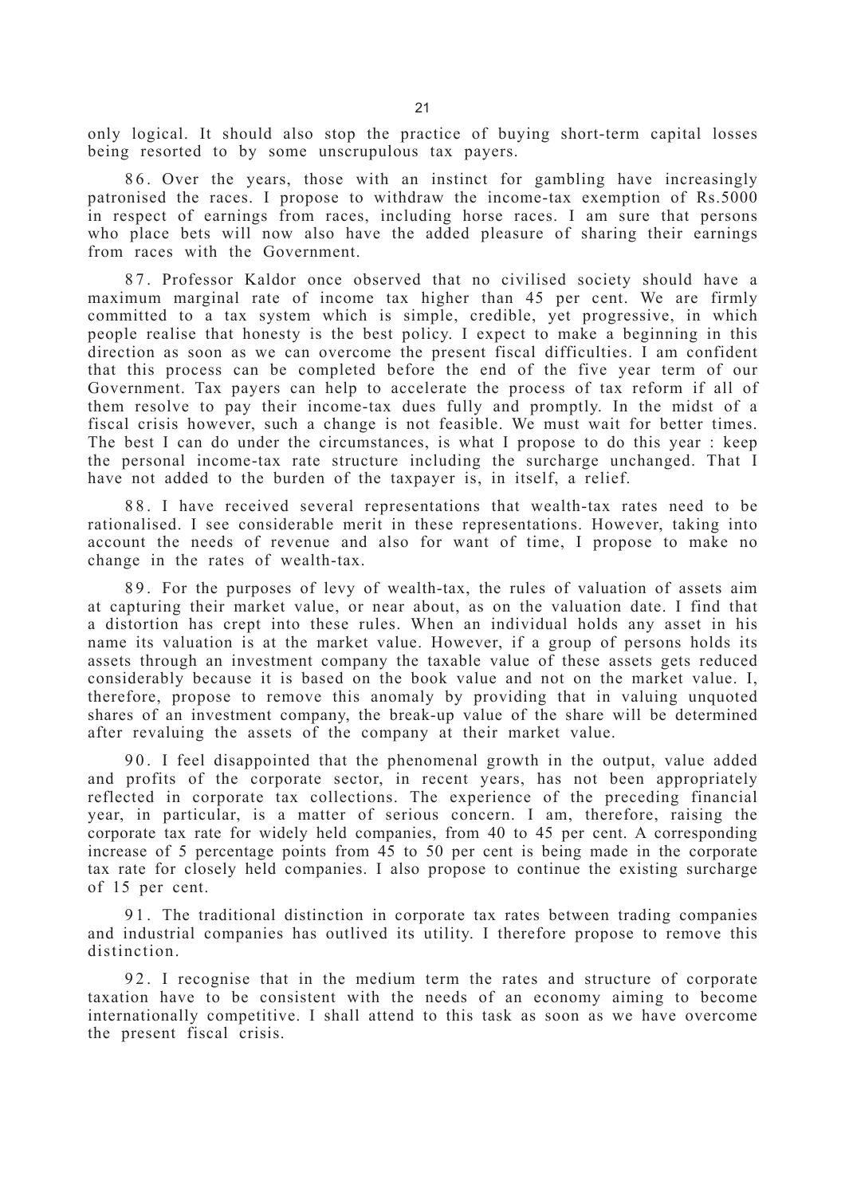only logical. It should also stop the practice of buying short-term capital losses being resorted to by some unscrupulous tax payers.

86. Over the years, those with an instinct for gambling have increasingly patronised the races. I propose to withdraw the income-tax exemption of Rs.5000 in respect of earnings from races, including horse races. I am sure that persons who place bets will now also have the added pleasure of sharing their earnings from races with the Government.

87. Professor Kaldor once observed that no civilised society should have a maximum marginal rate of income tax higher than 45 per cent. We are firmly committed to a tax system which is simple, credible, yet progressive, in which people realise that honesty is the best policy. I expect to make a beginning in this direction as soon as we can overcome the present fiscal difficulties. I am confident that this process can be completed before the end of the five year term of our Government. Tax payers can help to accelerate the process of tax reform if all of them resolve to pay their income-tax dues fully and promptly. In the midst of a fiscal crisis however, such a change is not feasible. We must wait for better times. The best I can do under the circumstances, is what I propose to do this year : keep the personal income-tax rate structure including the surcharge unchanged. That I have not added to the burden of the taxpayer is, in itself, a relief.

88. I have received several representations that wealth-tax rates need to be rationalised. I see considerable merit in these representations. However, taking into account the needs of revenue and also for want of time, I propose to make no change in the rates of wealth-tax.

89. For the purposes of levy of wealth-tax, the rules of valuation of assets aim at capturing their market value, or near about, as on the valuation date. I find that a distortion has crept into these rules. When an individual holds any asset in his name its valuation is at the market value. However, if a group of persons holds its assets through an investment company the taxable value of these assets gets reduced considerably because it is based on the book value and not on the market value. I, therefore, propose to remove this anomaly by providing that in valuing unquoted shares of an investment company, the break-up value of the share will be determined after revaluing the assets of the company at their market value.

90. I feel disappointed that the phenomenal growth in the output, value added and profits of the corporate sector, in recent years, has not been appropriately reflected in corporate tax collections. The experience of the preceding financial year, in particular, is a matter of serious concern. I am, therefore, raising the corporate tax rate for widely held companies, from 40 to 45 per cent. A corresponding increase of 5 percentage points from 45 to 50 per cent is being made in the corporate tax rate for closely held companies. I also propose to continue the existing surcharge of 15 per cent.

91. The traditional distinction in corporate tax rates between trading companies and industrial companies has outlived its utility. I therefore propose to remove this distinction.

92. I recognise that in the medium term the rates and structure of corporate taxation have to be consistent with the needs of an economy aiming to become internationally competitive. I shall attend to this task as soon as we have overcome the present fiscal crisis.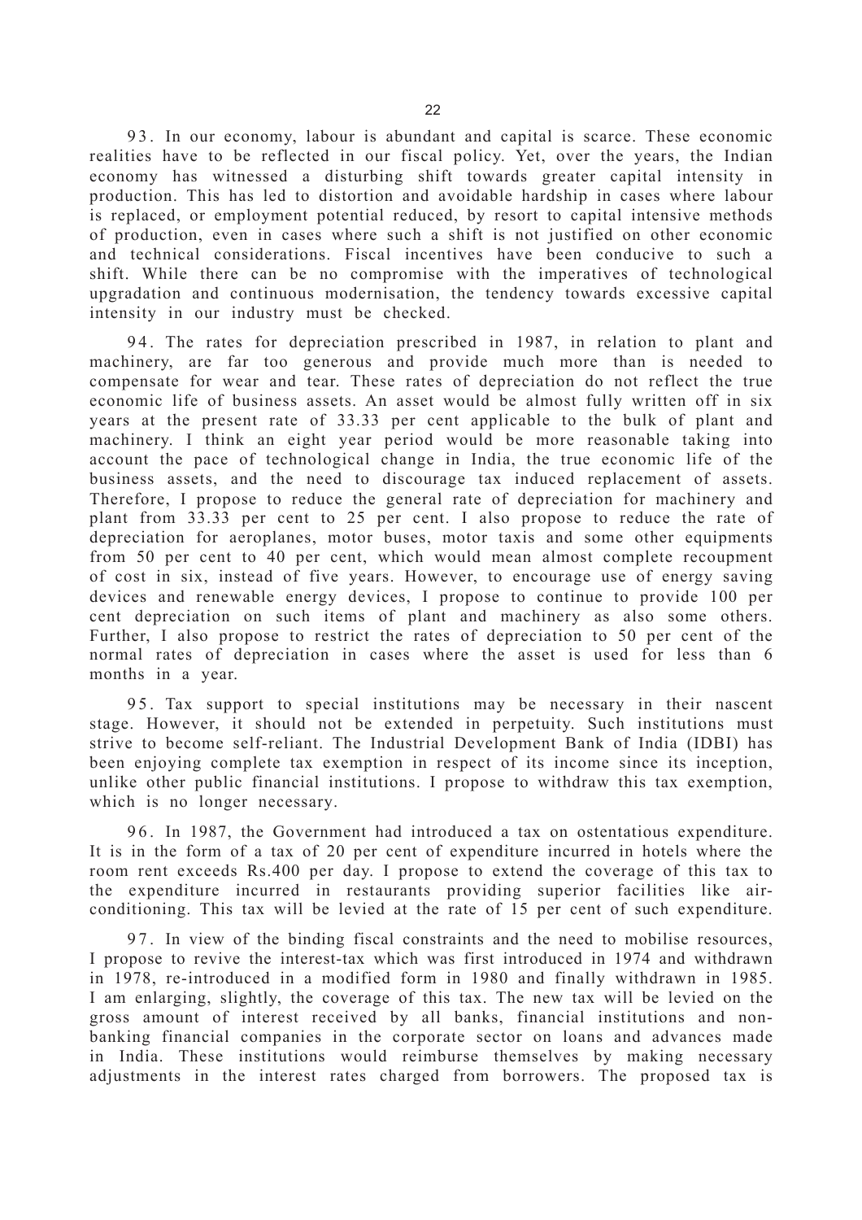93. In our economy, labour is abundant and capital is scarce. These economic realities have to be reflected in our fiscal policy. Yet, over the years, the Indian economy has witnessed a disturbing shift towards greater capital intensity in production. This has led to distortion and avoidable hardship in cases where labour is replaced, or employment potential reduced, by resort to capital intensive methods of production, even in cases where such a shift is not justified on other economic and technical considerations. Fiscal incentives have been conducive to such a shift. While there can be no compromise with the imperatives of technological upgradation and continuous modernisation, the tendency towards excessive capital intensity in our industry must be checked.

94. The rates for depreciation prescribed in 1987, in relation to plant and machinery, are far too generous and provide much more than is needed to compensate for wear and tear. These rates of depreciation do not reflect the true economic life of business assets. An asset would be almost fully written off in six years at the present rate of 33.33 per cent applicable to the bulk of plant and machinery. I think an eight year period would be more reasonable taking into account the pace of technological change in India, the true economic life of the business assets, and the need to discourage tax induced replacement of assets. Therefore, I propose to reduce the general rate of depreciation for machinery and plant from 33.33 per cent to 25 per cent. I also propose to reduce the rate of depreciation for aeroplanes, motor buses, motor taxis and some other equipments from 50 per cent to 40 per cent, which would mean almost complete recoupment of cost in six, instead of five years. However, to encourage use of energy saving devices and renewable energy devices, I propose to continue to provide 100 per cent depreciation on such items of plant and machinery as also some others. Further, I also propose to restrict the rates of depreciation to 50 per cent of the normal rates of depreciation in cases where the asset is used for less than 6 months in a year.

95. Tax support to special institutions may be necessary in their nascent stage. However, it should not be extended in perpetuity. Such institutions must strive to become self-reliant. The Industrial Development Bank of India (IDBI) has been enjoying complete tax exemption in respect of its income since its inception, unlike other public financial institutions. I propose to withdraw this tax exemption, which is no longer necessary.

96. In 1987, the Government had introduced a tax on ostentatious expenditure. It is in the form of a tax of 20 per cent of expenditure incurred in hotels where the room rent exceeds Rs.400 per day. I propose to extend the coverage of this tax to the expenditure incurred in restaurants providing superior facilities like air-conditioning. This tax will be levied at the rate of 15 per cent of such expenditure.

97. In view of the binding fiscal constraints and the need to mobilise resources, I propose to revive the interest-tax which was first introduced in 1974 and withdrawn in 1978, re-introduced in a modified form in 1980 and finally withdrawn in 1985. I am enlarging, slightly, the coverage of this tax. The new tax will be levied on the gross amount of interest received by all banks, financial institutions and non-banking financial companies in the corporate sector on loans and advances made in India. These institutions would reimburse themselves by making necessary adjustments in the interest rates charged from borrowers. The proposed tax is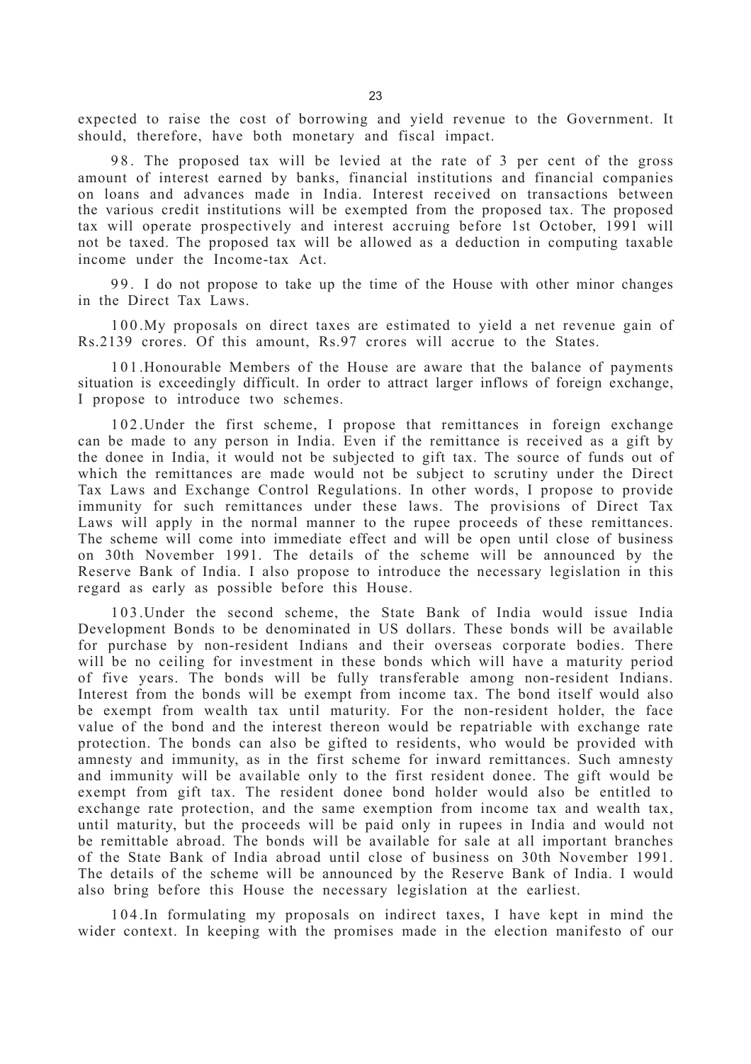expected to raise the cost of borrowing and yield revenue to the Government. It should, therefore, have both monetary and fiscal impact.

98. The proposed tax will be levied at the rate of 3 per cent of the gross amount of interest earned by banks, financial institutions and financial companies on loans and advances made in India. Interest received on transactions between the various credit institutions will be exempted from the proposed tax. The proposed tax will operate prospectively and interest accruing before 1st October, 1991 will not be taxed. The proposed tax will be allowed as a deduction in computing taxable income under the Income-tax Act.

99. I do not propose to take up the time of the House with other minor changes in the Direct Tax Laws.

100.My proposals on direct taxes are estimated to yield a net revenue gain of Rs.2139 crores. Of this amount, Rs.97 crores will accrue to the States.

101.Honourable Members of the House are aware that the balance of payments situation is exceedingly difficult. In order to attract larger inflows of foreign exchange, I propose to introduce two schemes.

102.Under the first scheme, I propose that remittances in foreign exchange can be made to any person in India. Even if the remittance is received as a gift by the donee in India, it would not be subjected to gift tax. The source of funds out of which the remittances are made would not be subject to scrutiny under the Direct Tax Laws and Exchange Control Regulations. In other words, I propose to provide immunity for such remittances under these laws. The provisions of Direct Tax Laws will apply in the normal manner to the rupee proceeds of these remittances. The scheme will come into immediate effect and will be open until close of business on 30th November 1991. The details of the scheme will be announced by the Reserve Bank of India. I also propose to introduce the necessary legislation in this regard as early as possible before this House.

103.Under the second scheme, the State Bank of India would issue India Development Bonds to be denominated in US dollars. These bonds will be available for purchase by non-resident Indians and their overseas corporate bodies. There will be no ceiling for investment in these bonds which will have a maturity period of five years. The bonds will be fully transferable among non-resident Indians. Interest from the bonds will be exempt from income tax. The bond itself would also be exempt from wealth tax until maturity. For the non-resident holder, the face value of the bond and the interest thereon would be repatriable with exchange rate protection. The bonds can also be gifted to residents, who would be provided with amnesty and immunity, as in the first scheme for inward remittances. Such amnesty and immunity will be available only to the first resident donee. The gift would be exempt from gift tax. The resident donee bond holder would also be entitled to exchange rate protection, and the same exemption from income tax and wealth tax, until maturity, but the proceeds will be paid only in rupees in India and would not be remittable abroad. The bonds will be available for sale at all important branches of the State Bank of India abroad until close of business on 30th November 1991. The details of the scheme will be announced by the Reserve Bank of India. I would also bring before this House the necessary legislation at the earliest.

104.In formulating my proposals on indirect taxes, I have kept in mind the wider context. In keeping with the promises made in the election manifesto of our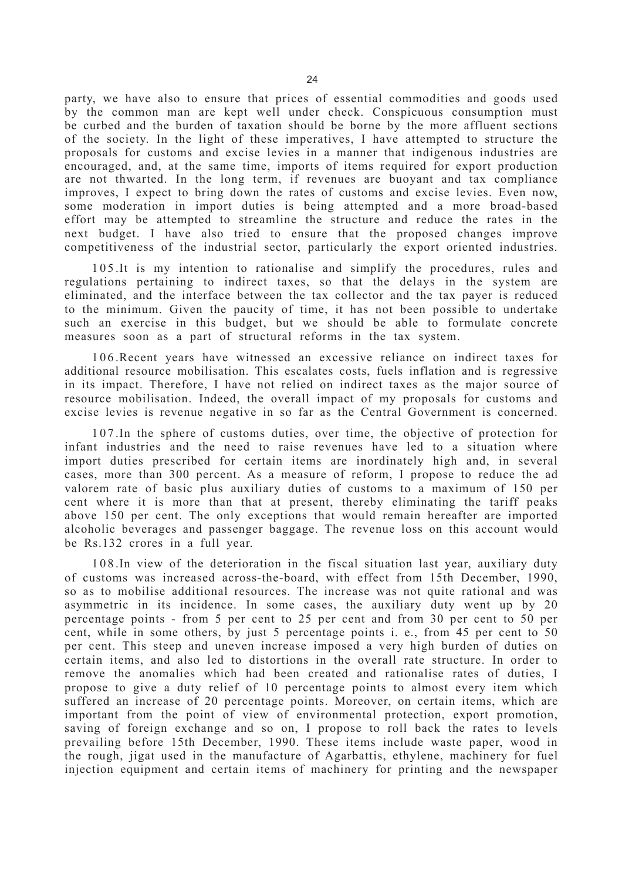party, we have also to ensure that prices of essential commodities and goods used by the common man are kept well under check. Conspicuous consumption must be curbed and the burden of taxation should be borne by the more affluent sections of the society. In the light of these imperatives, I have attempted to structure the proposals for customs and excise levies in a manner that indigenous industries are encouraged, and, at the same time, imports of items required for export production are not thwarted. In the long term, if revenues are buoyant and tax compliance improves, I expect to bring down the rates of customs and excise levies. Even now, some moderation in import duties is being attempted and a more broad-based effort may be attempted to streamline the structure and reduce the rates in the next budget. I have also tried to ensure that the proposed changes improve competitiveness of the industrial sector, particularly the export oriented industries.

105.It is my intention to rationalise and simplify the procedures, rules and regulations pertaining to indirect taxes, so that the delays in the system are eliminated, and the interface between the tax collector and the tax payer is reduced to the minimum. Given the paucity of time, it has not been possible to undertake such an exercise in this budget, but we should be able to formulate concrete measures soon as a part of structural reforms in the tax system.

106.Recent years have witnessed an excessive reliance on indirect taxes for additional resource mobilisation. This escalates costs, fuels inflation and is regressive in its impact. Therefore, I have not relied on indirect taxes as the major source of resource mobilisation. Indeed, the overall impact of my proposals for customs and excise levies is revenue negative in so far as the Central Government is concerned.

107.In the sphere of customs duties, over time, the objective of protection for infant industries and the need to raise revenues have led to a situation where import duties prescribed for certain items are inordinately high and, in several cases, more than 300 percent. As a measure of reform, I propose to reduce the ad valorem rate of basic plus auxiliary duties of customs to a maximum of 150 per cent where it is more than that at present, thereby eliminating the tariff peaks above 150 per cent. The only exceptions that would remain hereafter are imported alcoholic beverages and passenger baggage. The revenue loss on this account would be Rs.132 crores in a full year.

108.In view of the deterioration in the fiscal situation last year, auxiliary duty of customs was increased across-the-board, with effect from 15th December, 1990, so as to mobilise additional resources. The increase was not quite rational and was asymmetric in its incidence. In some cases, the auxiliary duty went up by 20 percentage points - from 5 per cent to 25 per cent and from 30 per cent to 50 per cent, while in some others, by just 5 percentage points i. e., from 45 per cent to 50 per cent. This steep and uneven increase imposed a very high burden of duties on certain items, and also led to distortions in the overall rate structure. In order to remove the anomalies which had been created and rationalise rates of duties, I propose to give a duty relief of 10 percentage points to almost every item which suffered an increase of 20 percentage points. Moreover, on certain items, which are important from the point of view of environmental protection, export promotion, saving of foreign exchange and so on, I propose to roll back the rates to levels prevailing before 15th December, 1990. These items include waste paper, wood in the rough, jigat used in the manufacture of Agarbattis, ethylene, machinery for fuel injection equipment and certain items of machinery for printing and the newspaper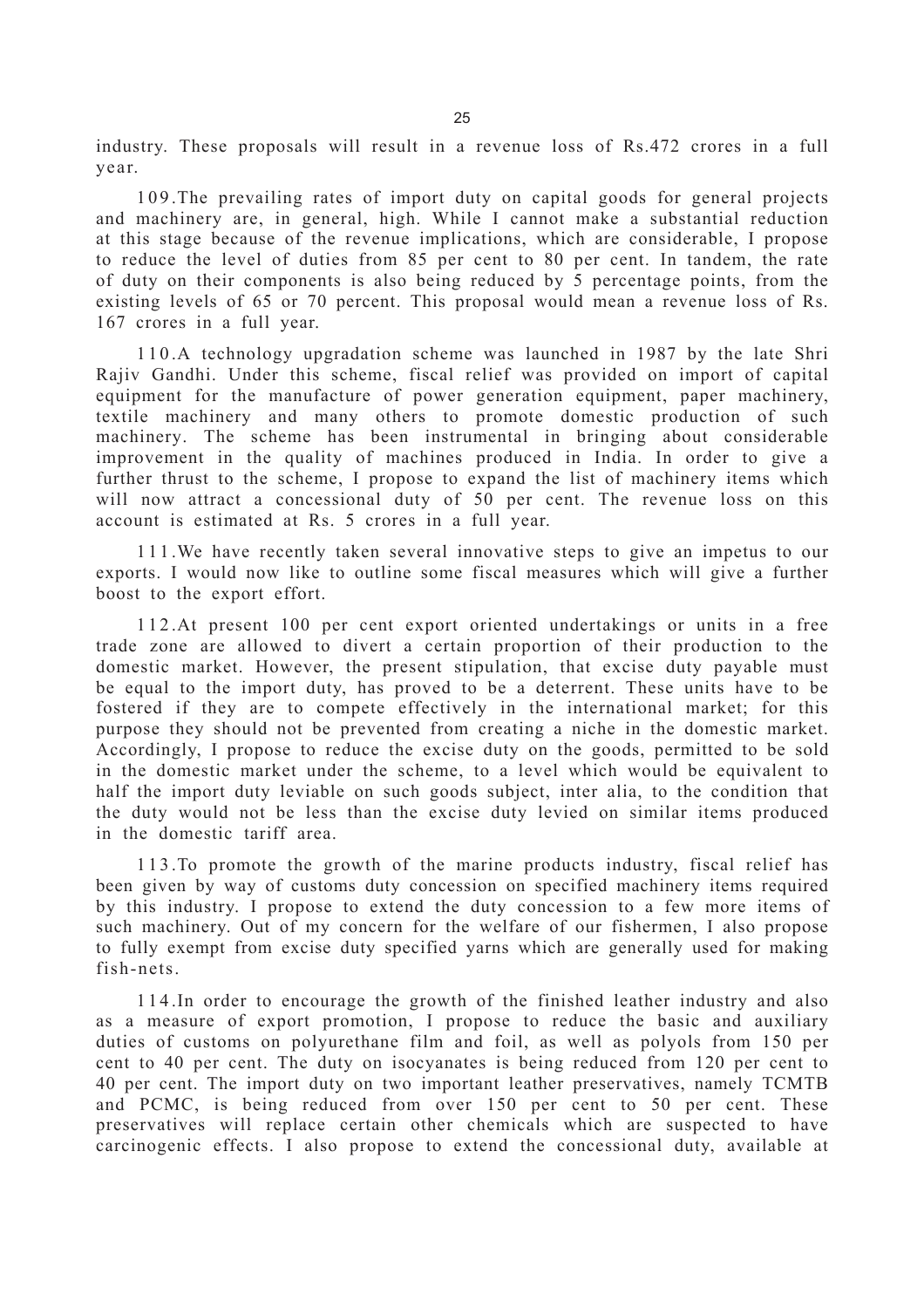industry. These proposals will result in a revenue loss of Rs.472 crores in a full year.

109.The prevailing rates of import duty on capital goods for general projects and machinery are, in general, high. While I cannot make a substantial reduction at this stage because of the revenue implications, which are considerable, I propose to reduce the level of duties from 85 per cent to 80 per cent. In tandem, the rate of duty on their components is also being reduced by 5 percentage points, from the existing levels of 65 or 70 percent. This proposal would mean a revenue loss of Rs. 167 crores in a full year.

110.A technology upgradation scheme was launched in 1987 by the late Shri Rajiv Gandhi. Under this scheme, fiscal relief was provided on import of capital equipment for the manufacture of power generation equipment, paper machinery, textile machinery and many others to promote domestic production of such machinery. The scheme has been instrumental in bringing about considerable improvement in the quality of machines produced in India. In order to give a further thrust to the scheme, I propose to expand the list of machinery items which will now attract a concessional duty of 50 per cent. The revenue loss on this account is estimated at Rs. 5 crores in a full year.

111.We have recently taken several innovative steps to give an impetus to our exports. I would now like to outline some fiscal measures which will give a further boost to the export effort.

112.At present 100 per cent export oriented undertakings or units in a free trade zone are allowed to divert a certain proportion of their production to the domestic market. However, the present stipulation, that excise duty payable must be equal to the import duty, has proved to be a deterrent. These units have to be fostered if they are to compete effectively in the international market; for this purpose they should not be prevented from creating a niche in the domestic market. Accordingly, I propose to reduce the excise duty on the goods, permitted to be sold in the domestic market under the scheme, to a level which would be equivalent to half the import duty leviable on such goods subject, inter alia, to the condition that the duty would not be less than the excise duty levied on similar items produced in the domestic tariff area.

113.To promote the growth of the marine products industry, fiscal relief has been given by way of customs duty concession on specified machinery items required by this industry. I propose to extend the duty concession to a few more items of such machinery. Out of my concern for the welfare of our fishermen, I also propose to fully exempt from excise duty specified yarns which are generally used for making fish-nets.

114.In order to encourage the growth of the finished leather industry and also as a measure of export promotion, I propose to reduce the basic and auxiliary duties of customs on polyurethane film and foil, as well as polyols from 150 per cent to 40 per cent. The duty on isocyanates is being reduced from 120 per cent to 40 per cent. The import duty on two important leather preservatives, namely TCMTB and PCMC, is being reduced from over 150 per cent to 50 per cent. These preservatives will replace certain other chemicals which are suspected to have carcinogenic effects. I also propose to extend the concessional duty, available at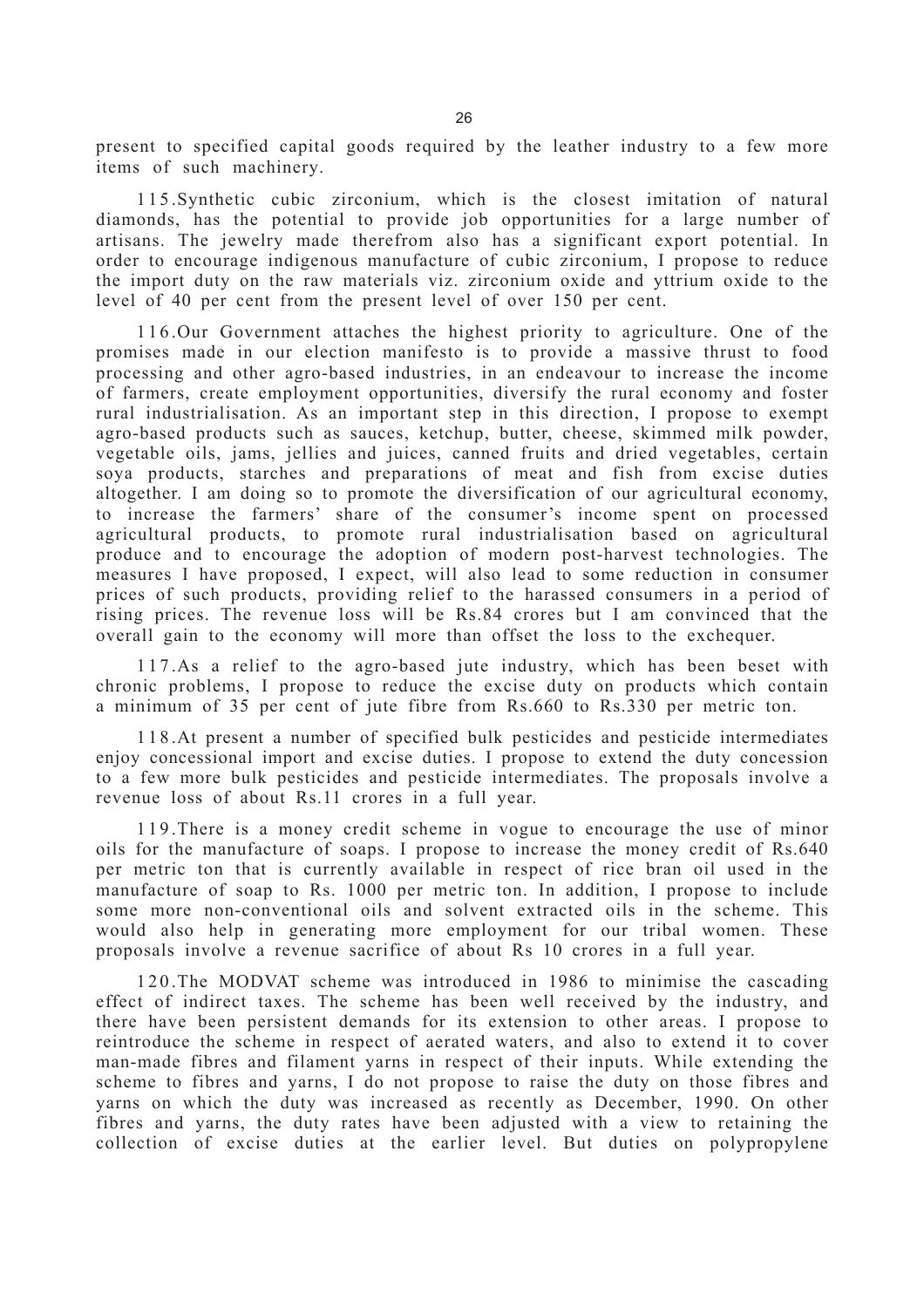present to specified capital goods required by the leather industry to a few more items of such machinery.

115.Synthetic cubic zirconium, which is the closest imitation of natural diamonds, has the potential to provide job opportunities for a large number of artisans. The jewelry made therefrom also has a significant export potential. In order to encourage indigenous manufacture of cubic zirconium, I propose to reduce the import duty on the raw materials viz. zirconium oxide and yttrium oxide to the level of 40 per cent from the present level of over 150 per cent.

116.Our Government attaches the highest priority to agriculture. One of the promises made in our election manifesto is to provide a massive thrust to food processing and other agro-based industries, in an endeavour to increase the income of farmers, create employment opportunities, diversify the rural economy and foster rural industrialisation. As an important step in this direction, I propose to exempt agro-based products such as sauces, ketchup, butter, cheese, skimmed milk powder, vegetable oils, jams, jellies and juices, canned fruits and dried vegetables, certain soya products, starches and preparations of meat and fish from excise duties altogether. I am doing so to promote the diversification of our agricultural economy, to increase the farmers' share of the consumer's income spent on processed agricultural products, to promote rural industrialisation based on agricultural produce and to encourage the adoption of modern post-harvest technologies. The measures I have proposed, I expect, will also lead to some reduction in consumer prices of such products, providing relief to the harassed consumers in a period of rising prices. The revenue loss will be Rs.84 crores but I am convinced that the overall gain to the economy will more than offset the loss to the exchequer.

117.As a relief to the agro-based jute industry, which has been beset with chronic problems, I propose to reduce the excise duty on products which contain a minimum of 35 per cent of jute fibre from Rs.660 to Rs.330 per metric ton.

118.At present a number of specified bulk pesticides and pesticide intermediates enjoy concessional import and excise duties. I propose to extend the duty concession to a few more bulk pesticides and pesticide intermediates. The proposals involve a revenue loss of about Rs.11 crores in a full year.

119.There is a money credit scheme in vogue to encourage the use of minor oils for the manufacture of soaps. I propose to increase the money credit of Rs.640 per metric ton that is currently available in respect of rice bran oil used in the manufacture of soap to Rs. 1000 per metric ton. In addition, I propose to include some more non-conventional oils and solvent extracted oils in the scheme. This would also help in generating more employment for our tribal women. These proposals involve a revenue sacrifice of about Rs 10 crores in a full year.

120.The MODVAT scheme was introduced in 1986 to minimise the cascading effect of indirect taxes. The scheme has been well received by the industry, and there have been persistent demands for its extension to other areas. I propose to reintroduce the scheme in respect of aerated waters, and also to extend it to cover man-made fibres and filament yarns in respect of their inputs. While extending the scheme to fibres and yarns, I do not propose to raise the duty on those fibres and yarns on which the duty was increased as recently as December, 1990. On other fibres and yarns, the duty rates have been adjusted with a view to retaining the collection of excise duties at the earlier level. But duties on polypropylene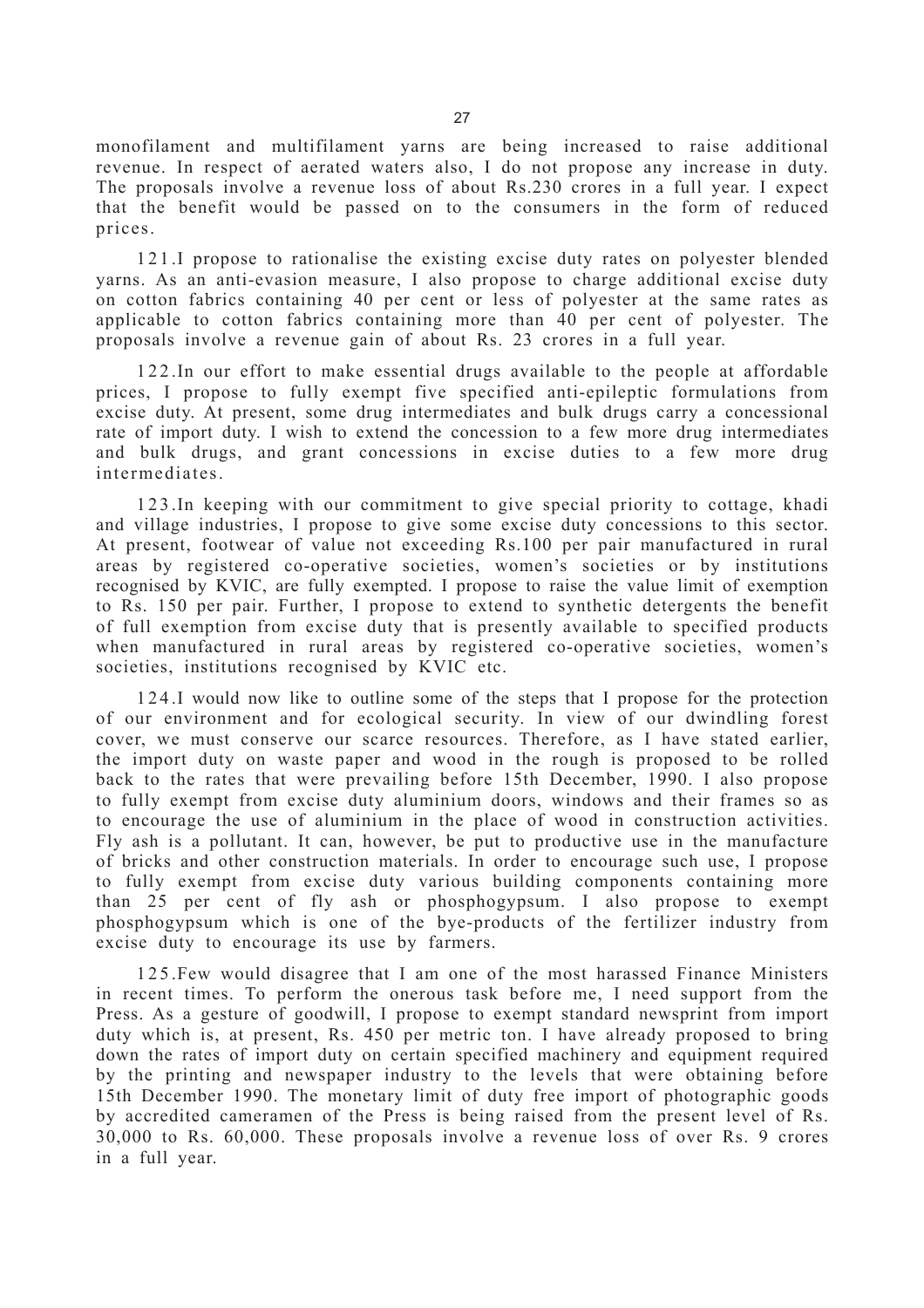monofilament and multifilament yarns are being increased to raise additional revenue. In respect of aerated waters also, I do not propose any increase in duty. The proposals involve a revenue loss of about Rs.230 crores in a full year. I expect that the benefit would be passed on to the consumers in the form of reduced prices.

121.I propose to rationalise the existing excise duty rates on polyester blended yarns. As an anti-evasion measure, I also propose to charge additional excise duty on cotton fabrics containing 40 per cent or less of polyester at the same rates as applicable to cotton fabrics containing more than 40 per cent of polyester. The proposals involve a revenue gain of about Rs. 23 crores in a full year.

122.In our effort to make essential drugs available to the people at affordable prices, I propose to fully exempt five specified anti-epileptic formulations from excise duty. At present, some drug intermediates and bulk drugs carry a concessional rate of import duty. I wish to extend the concession to a few more drug intermediates and bulk drugs, and grant concessions in excise duties to a few more drug intermediates.

123.In keeping with our commitment to give special priority to cottage, khadi and village industries, I propose to give some excise duty concessions to this sector. At present, footwear of value not exceeding Rs.100 per pair manufactured in rural areas by registered co-operative societies, women's societies or by institutions recognised by KVIC, are fully exempted. I propose to raise the value limit of exemption to Rs. 150 per pair. Further, I propose to extend to synthetic detergents the benefit of full exemption from excise duty that is presently available to specified products when manufactured in rural areas by registered co-operative societies, women's societies, institutions recognised by KVIC etc.

124.I would now like to outline some of the steps that I propose for the protection of our environment and for ecological security. In view of our dwindling forest cover, we must conserve our scarce resources. Therefore, as I have stated earlier, the import duty on waste paper and wood in the rough is proposed to be rolled back to the rates that were prevailing before 15th December, 1990. I also propose to fully exempt from excise duty aluminium doors, windows and their frames so as to encourage the use of aluminium in the place of wood in construction activities. Fly ash is a pollutant. It can, however, be put to productive use in the manufacture of bricks and other construction materials. In order to encourage such use, I propose to fully exempt from excise duty various building components containing more than 25 per cent of fly ash or phosphogypsum. I also propose to exempt phosphogypsum which is one of the bye-products of the fertilizer industry from excise duty to encourage its use by farmers.

125.Few would disagree that I am one of the most harassed Finance Ministers in recent times. To perform the onerous task before me, I need support from the Press. As a gesture of goodwill, I propose to exempt standard newsprint from import duty which is, at present, Rs. 450 per metric ton. I have already proposed to bring down the rates of import duty on certain specified machinery and equipment required by the printing and newspaper industry to the levels that were obtaining before 15th December 1990. The monetary limit of duty free import of photographic goods by accredited cameramen of the Press is being raised from the present level of Rs. 30,000 to Rs. 60,000. These proposals involve a revenue loss of over Rs. 9 crores in a full year.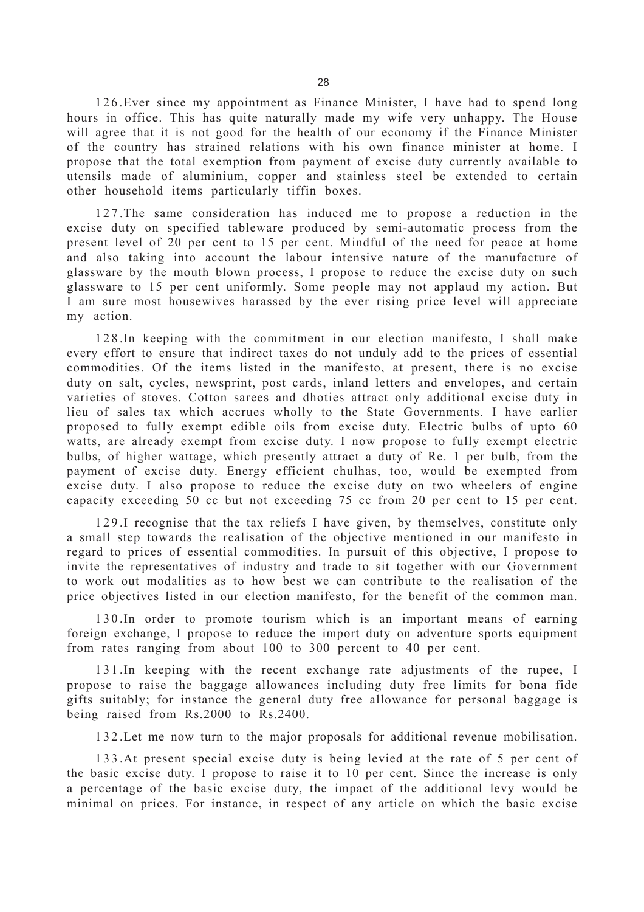126.Ever since my appointment as Finance Minister, I have had to spend long hours in office. This has quite naturally made my wife very unhappy. The House will agree that it is not good for the health of our economy if the Finance Minister of the country has strained relations with his own finance minister at home. I propose that the total exemption from payment of excise duty currently available to utensils made of aluminium, copper and stainless steel be extended to certain other household items particularly tiffin boxes.

127.The same consideration has induced me to propose a reduction in the excise duty on specified tableware produced by semi-automatic process from the present level of 20 per cent to 15 per cent. Mindful of the need for peace at home and also taking into account the labour intensive nature of the manufacture of glassware by the mouth blown process, I propose to reduce the excise duty on such glassware to 15 per cent uniformly. Some people may not applaud my action. But I am sure most housewives harassed by the ever rising price level will appreciate my action.

128.In keeping with the commitment in our election manifesto, I shall make every effort to ensure that indirect taxes do not unduly add to the prices of essential commodities. Of the items listed in the manifesto, at present, there is no excise duty on salt, cycles, newsprint, post cards, inland letters and envelopes, and certain varieties of stoves. Cotton sarees and dhoties attract only additional excise duty in lieu of sales tax which accrues wholly to the State Governments. I have earlier proposed to fully exempt edible oils from excise duty. Electric bulbs of upto 60 watts, are already exempt from excise duty. I now propose to fully exempt electric bulbs, of higher wattage, which presently attract a duty of Re. 1 per bulb, from the payment of excise duty. Energy efficient chulhas, too, would be exempted from excise duty. I also propose to reduce the excise duty on two wheelers of engine capacity exceeding 50 cc but not exceeding 75 cc from 20 per cent to 15 per cent.

129.I recognise that the tax reliefs I have given, by themselves, constitute only a small step towards the realisation of the objective mentioned in our manifesto in regard to prices of essential commodities. In pursuit of this objective, I propose to invite the representatives of industry and trade to sit together with our Government to work out modalities as to how best we can contribute to the realisation of the price objectives listed in our election manifesto, for the benefit of the common man.

130.In order to promote tourism which is an important means of earning foreign exchange, I propose to reduce the import duty on adventure sports equipment from rates ranging from about 100 to 300 percent to 40 per cent.

131.In keeping with the recent exchange rate adjustments of the rupee, I propose to raise the baggage allowances including duty free limits for bona fide gifts suitably; for instance the general duty free allowance for personal baggage is being raised from Rs.2000 to Rs.2400.

132.Let me now turn to the major proposals for additional revenue mobilisation.

133.At present special excise duty is being levied at the rate of 5 per cent of the basic excise duty. I propose to raise it to 10 per cent. Since the increase is only a percentage of the basic excise duty, the impact of the additional levy would be minimal on prices. For instance, in respect of any article on which the basic excise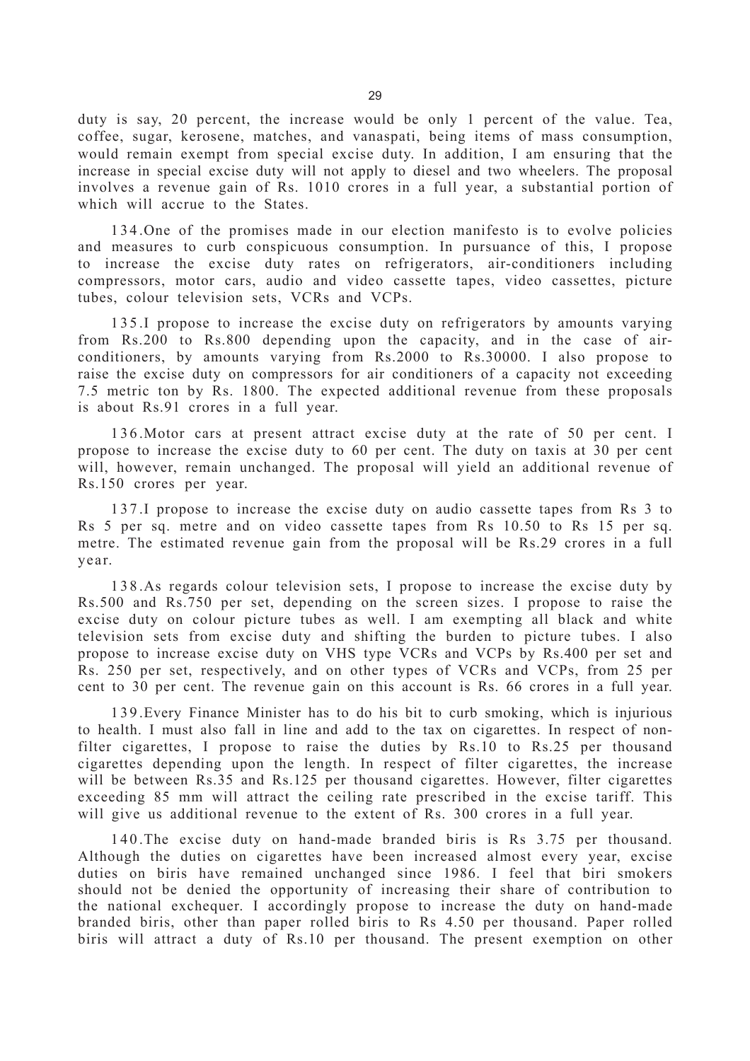duty is say, 20 percent, the increase would be only 1 percent of the value. Tea, coffee, sugar, kerosene, matches, and vanaspati, being items of mass consumption, would remain exempt from special excise duty. In addition, I am ensuring that the increase in special excise duty will not apply to diesel and two wheelers. The proposal involves a revenue gain of Rs. 1010 crores in a full year, a substantial portion of which will accrue to the States.

134.One of the promises made in our election manifesto is to evolve policies and measures to curb conspicuous consumption. In pursuance of this, I propose to increase the excise duty rates on refrigerators, air-conditioners including compressors, motor cars, audio and video cassette tapes, video cassettes, picture tubes, colour television sets, VCRs and VCPs.

135.I propose to increase the excise duty on refrigerators by amounts varying from Rs.200 to Rs.800 depending upon the capacity, and in the case of air-conditioners, by amounts varying from Rs.2000 to Rs.30000. I also propose to raise the excise duty on compressors for air conditioners of a capacity not exceeding 7.5 metric ton by Rs. 1800. The expected additional revenue from these proposals is about Rs.91 crores in a full year.

136.Motor cars at present attract excise duty at the rate of 50 per cent. I propose to increase the excise duty to 60 per cent. The duty on taxis at 30 per cent will, however, remain unchanged. The proposal will yield an additional revenue of Rs.150 crores per year.

137.I propose to increase the excise duty on audio cassette tapes from Rs 3 to Rs 5 per sq. metre and on video cassette tapes from Rs 10.50 to Rs 15 per sq. metre. The estimated revenue gain from the proposal will be Rs.29 crores in a full year.

138.As regards colour television sets, I propose to increase the excise duty by Rs.500 and Rs.750 per set, depending on the screen sizes. I propose to raise the excise duty on colour picture tubes as well. I am exempting all black and white television sets from excise duty and shifting the burden to picture tubes. I also propose to increase excise duty on VHS type VCRs and VCPs by Rs.400 per set and Rs. 250 per set, respectively, and on other types of VCRs and VCPs, from 25 per cent to 30 per cent. The revenue gain on this account is Rs. 66 crores in a full year.

139.Every Finance Minister has to do his bit to curb smoking, which is injurious to health. I must also fall in line and add to the tax on cigarettes. In respect of non-filter cigarettes, I propose to raise the duties by Rs.10 to Rs.25 per thousand cigarettes depending upon the length. In respect of filter cigarettes, the increase will be between Rs.35 and Rs.125 per thousand cigarettes. However, filter cigarettes exceeding 85 mm will attract the ceiling rate prescribed in the excise tariff. This will give us additional revenue to the extent of Rs. 300 crores in a full year.

140.The excise duty on hand-made branded biris is Rs 3.75 per thousand. Although the duties on cigarettes have been increased almost every year, excise duties on biris have remained unchanged since 1986. I feel that biri smokers should not be denied the opportunity of increasing their share of contribution to the national exchequer. I accordingly propose to increase the duty on hand-made branded biris, other than paper rolled biris to Rs 4.50 per thousand. Paper rolled biris will attract a duty of Rs.10 per thousand. The present exemption on other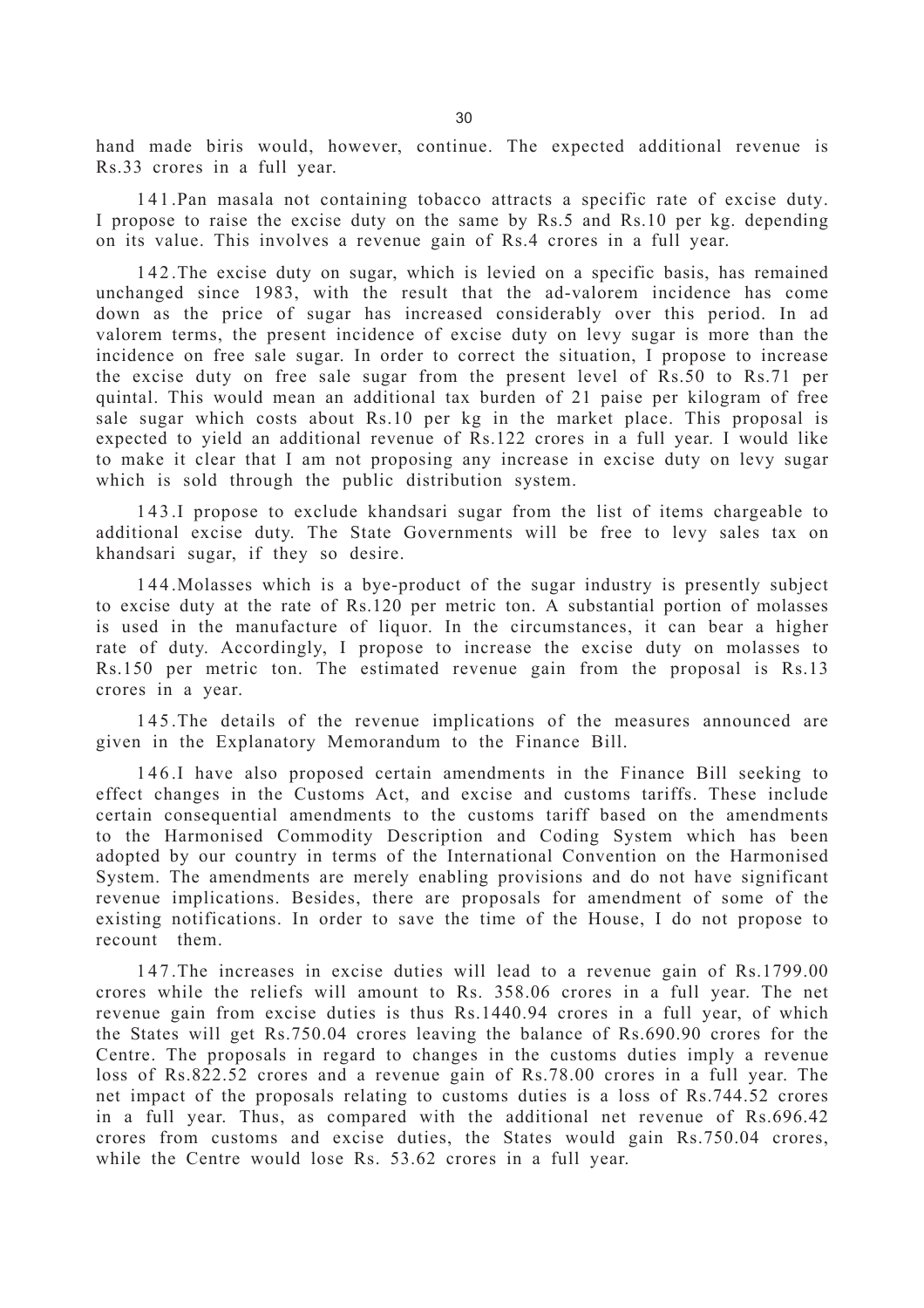hand made biris would, however, continue. The expected additional revenue is Rs.33 crores in a full year.

141.Pan masala not containing tobacco attracts a specific rate of excise duty. I propose to raise the excise duty on the same by Rs.5 and Rs.10 per kg. depending on its value. This involves a revenue gain of Rs.4 crores in a full year.

142.The excise duty on sugar, which is levied on a specific basis, has remained unchanged since 1983, with the result that the ad-valorem incidence has come down as the price of sugar has increased considerably over this period. In ad valorem terms, the present incidence of excise duty on levy sugar is more than the incidence on free sale sugar. In order to correct the situation, I propose to increase the excise duty on free sale sugar from the present level of Rs.50 to Rs.71 per quintal. This would mean an additional tax burden of 21 paise per kilogram of free sale sugar which costs about Rs.10 per kg in the market place. This proposal is expected to yield an additional revenue of Rs.122 crores in a full year. I would like to make it clear that I am not proposing any increase in excise duty on levy sugar which is sold through the public distribution system.

143.I propose to exclude khandsari sugar from the list of items chargeable to additional excise duty. The State Governments will be free to levy sales tax on khandsari sugar, if they so desire.

144.Molasses which is a bye-product of the sugar industry is presently subject to excise duty at the rate of Rs.120 per metric ton. A substantial portion of molasses is used in the manufacture of liquor. In the circumstances, it can bear a higher rate of duty. Accordingly, I propose to increase the excise duty on molasses to Rs.150 per metric ton. The estimated revenue gain from the proposal is Rs.13 crores in a year.

145.The details of the revenue implications of the measures announced are given in the Explanatory Memorandum to the Finance Bill.

146.I have also proposed certain amendments in the Finance Bill seeking to effect changes in the Customs Act, and excise and customs tariffs. These include certain consequential amendments to the customs tariff based on the amendments to the Harmonised Commodity Description and Coding System which has been adopted by our country in terms of the International Convention on the Harmonised System. The amendments are merely enabling provisions and do not have significant revenue implications. Besides, there are proposals for amendment of some of the existing notifications. In order to save the time of the House, I do not propose to recount them.

147.The increases in excise duties will lead to a revenue gain of Rs.1799.00 crores while the reliefs will amount to Rs. 358.06 crores in a full year. The net revenue gain from excise duties is thus Rs.1440.94 crores in a full year, of which the States will get Rs.750.04 crores leaving the balance of Rs.690.90 crores for the Centre. The proposals in regard to changes in the customs duties imply a revenue loss of Rs.822.52 crores and a revenue gain of Rs.78.00 crores in a full year. The net impact of the proposals relating to customs duties is a loss of Rs.744.52 crores in a full year. Thus, as compared with the additional net revenue of Rs.696.42 crores from customs and excise duties, the States would gain Rs.750.04 crores, while the Centre would lose Rs. 53.62 crores in a full year.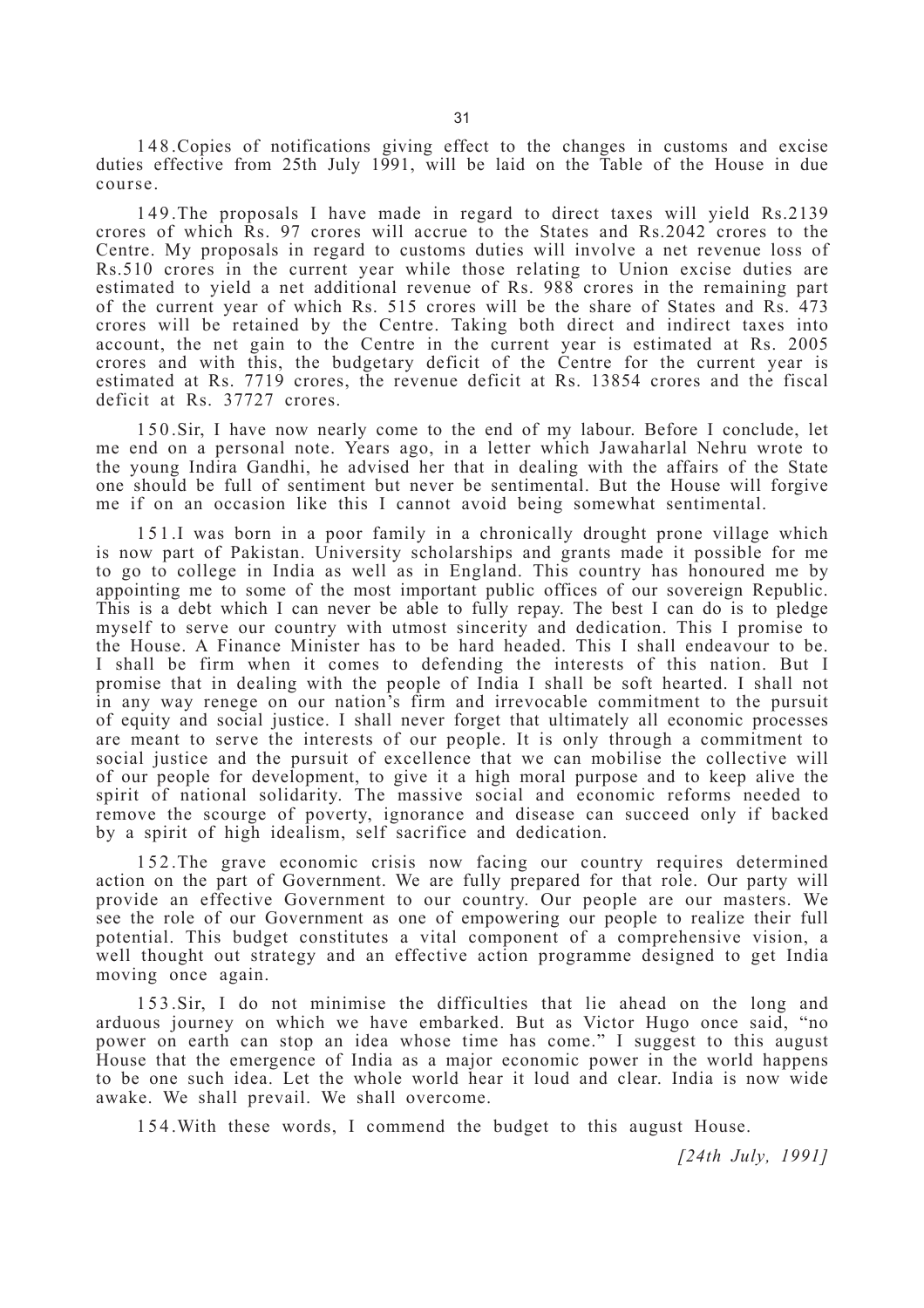148.Copies of notifications giving effect to the changes in customs and excise duties effective from 25th July 1991, will be laid on the Table of the House in due course.

149.The proposals I have made in regard to direct taxes will yield Rs.2139 crores of which Rs. 97 crores will accrue to the States and Rs.2042 crores to the Centre. My proposals in regard to customs duties will involve a net revenue loss of Rs.510 crores in the current year while those relating to Union excise duties are estimated to yield a net additional revenue of Rs. 988 crores in the remaining part of the current year of which Rs. 515 crores will be the share of States and Rs. 473 crores will be retained by the Centre. Taking both direct and indirect taxes into account, the net gain to the Centre in the current year is estimated at Rs. 2005 crores and with this, the budgetary deficit of the Centre for the current year is estimated at Rs. 7719 crores, the revenue deficit at Rs. 13854 crores and the fiscal deficit at Rs. 37727 crores.

150.Sir, I have now nearly come to the end of my labour. Before I conclude, let me end on a personal note. Years ago, in a letter which Jawaharlal Nehru wrote to the young Indira Gandhi, he advised her that in dealing with the affairs of the State one should be full of sentiment but never be sentimental. But the House will forgive me if on an occasion like this I cannot avoid being somewhat sentimental.

151.I was born in a poor family in a chronically drought prone village which is now part of Pakistan. University scholarships and grants made it possible for me to go to college in India as well as in England. This country has honoured me by appointing me to some of the most important public offices of our sovereign Republic. This is a debt which I can never be able to fully repay. The best I can do is to pledge myself to serve our country with utmost sincerity and dedication. This I promise to the House. A Finance Minister has to be hard headed. This I shall endeavour to be. I shall be firm when it comes to defending the interests of this nation. But I promise that in dealing with the people of India I shall be soft hearted. I shall not in any way renege on our nation's firm and irrevocable commitment to the pursuit of equity and social justice. I shall never forget that ultimately all economic processes are meant to serve the interests of our people. It is only through a commitment to social justice and the pursuit of excellence that we can mobilise the collective will of our people for development, to give it a high moral purpose and to keep alive the spirit of national solidarity. The massive social and economic reforms needed to remove the scourge of poverty, ignorance and disease can succeed only if backed by a spirit of high idealism, self sacrifice and dedication.

152.The grave economic crisis now facing our country requires determined action on the part of Government. We are fully prepared for that role. Our party will provide an effective Government to our country. Our people are our masters. We see the role of our Government as one of empowering our people to realize their full potential. This budget constitutes a vital component of a comprehensive vision, a well thought out strategy and an effective action programme designed to get India moving once again.

153.Sir, I do not minimise the difficulties that lie ahead on the long and arduous journey on which we have embarked. But as Victor Hugo once said, "no power on earth can stop an idea whose time has come." I suggest to this august House that the emergence of India as a major economic power in the world happens to be one such idea. Let the whole world hear it loud and clear. India is now wide awake. We shall prevail. We shall overcome.

154.With these words, I commend the budget to this august House.

*[24th July, 1991]*